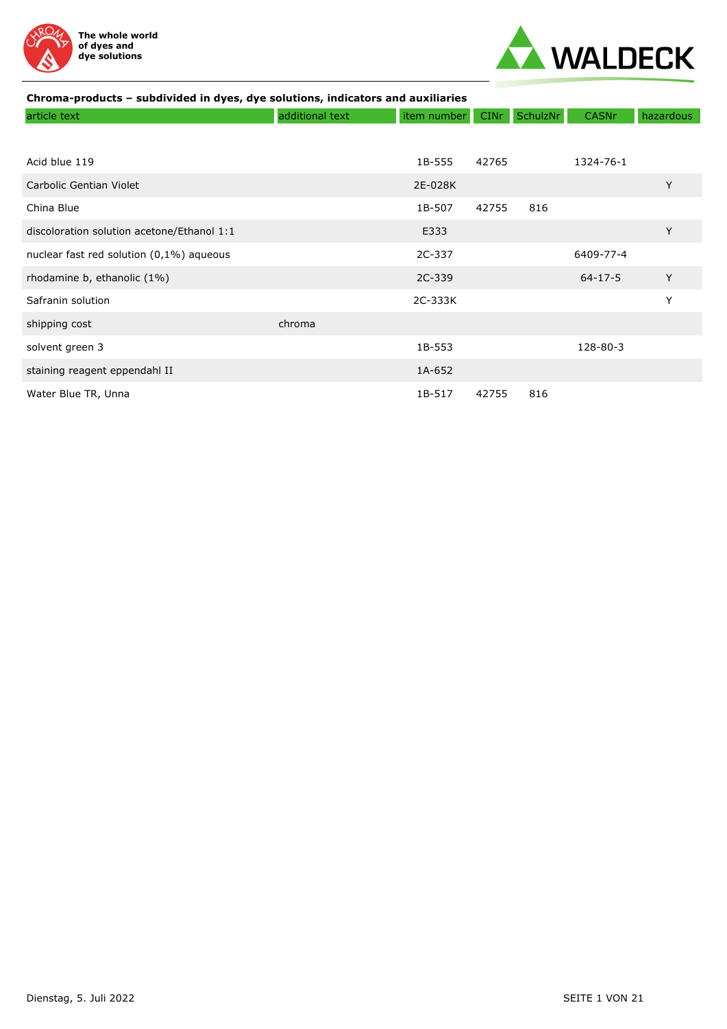The whole world of dyes and dye solutions

**Chroma-products – subdivided in dyes, dye solutions, indicators and auxiliaries**

| article text | additional text | item number | CINr | SchulzNr | CASNr | hazardous |
|---|---|---|---|---|---|---|
| Acid blue 119 | | 1B-555 | 42765 | | 1324-76-1 | |
| Carbolic Gentian Violet | | 2E-028K | | | | Y |
| China Blue | | 1B-507 | 42755 | 816 | | |
| discoloration solution acetone/Ethanol 1:1 | | E333 | | | | Y |
| nuclear fast red solution (0,1%) aqueous | | 2C-337 | | | 6409-77-4 | |
| rhodamine b, ethanolic (1%) | | 2C-339 | | | 64-17-5 | Y |
| Safranin solution | | 2C-333K | | | | Y |
| shipping cost | chroma | | | | | |
| solvent green 3 | | 1B-553 | | | 128-80-3 | |
| staining reagent eppendahl II | | 1A-652 | | | | |
| Water Blue TR, Unna | | 1B-517 | 42755 | 816 | | |

Dienstag, 5. Juli 2022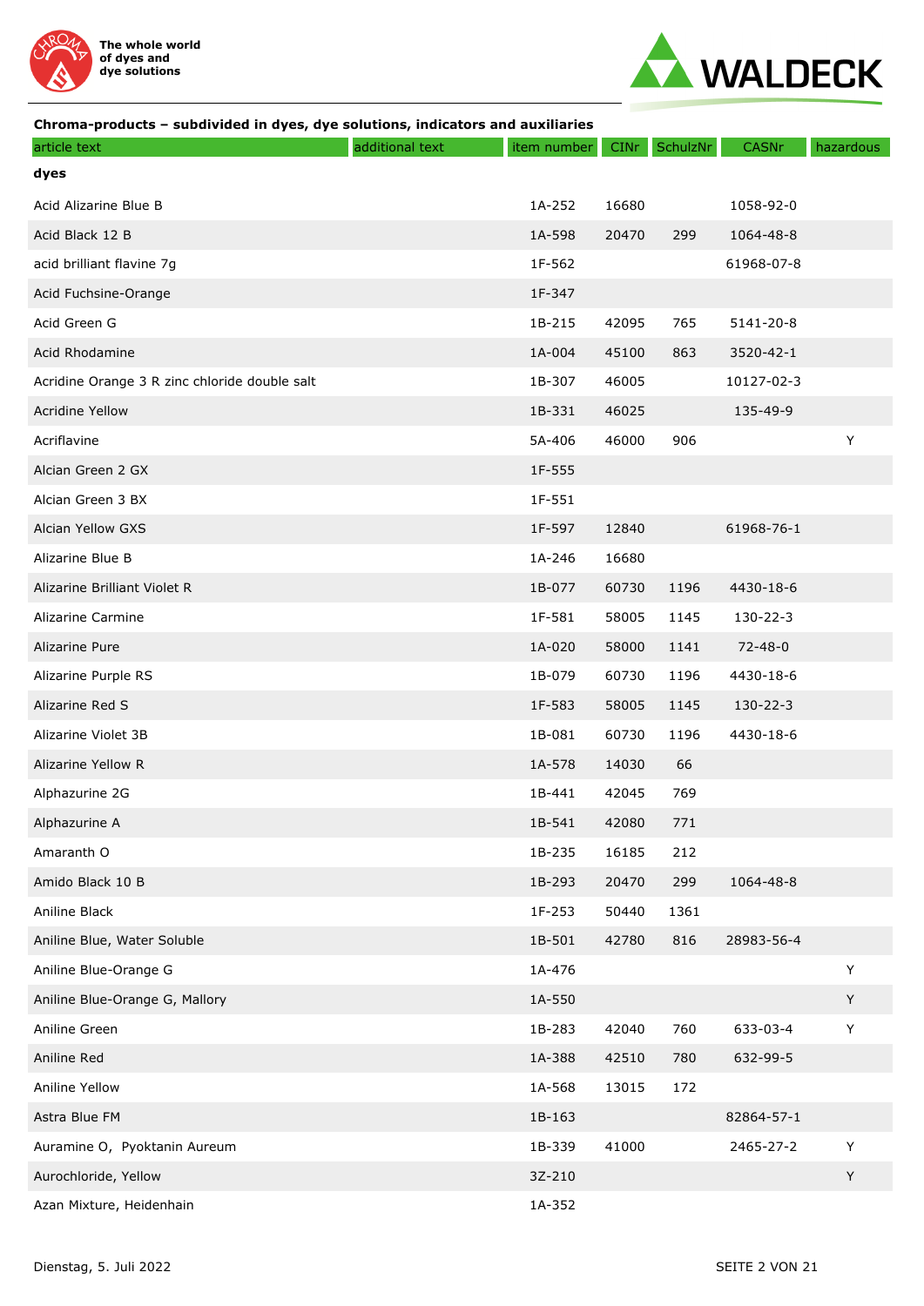The whole world of dyes and dye solutions

WALDECK

**Chroma-products – subdivided in dyes, dye solutions, indicators and auxiliaries**

| article text | additional text | item number | CINr | SchulzNr | CASNr | hazardous |
|---|---|---|---|---|---|---|
| **dyes** | | | | | | |
| Acid Alizarine Blue B | | 1A-252 | 16680 | | 1058-92-0 | |
| Acid Black 12 B | | 1A-598 | 20470 | 299 | 1064-48-8 | |
| acid brilliant flavine 7g | | 1F-562 | | | 61968-07-8 | |
| Acid Fuchsine-Orange | | 1F-347 | | | | |
| Acid Green G | | 1B-215 | 42095 | 765 | 5141-20-8 | |
| Acid Rhodamine | | 1A-004 | 45100 | 863 | 3520-42-1 | |
| Acridine Orange 3 R zinc chloride double salt | | 1B-307 | 46005 | | 10127-02-3 | |
| Acridine Yellow | | 1B-331 | 46025 | | 135-49-9 | |
| Acriflavine | | 5A-406 | 46000 | 906 | | Y |
| Alcian Green 2 GX | | 1F-555 | | | | |
| Alcian Green 3 BX | | 1F-551 | | | | |
| Alcian Yellow GXS | | 1F-597 | 12840 | | 61968-76-1 | |
| Alizarine Blue B | | 1A-246 | 16680 | | | |
| Alizarine Brilliant Violet R | | 1B-077 | 60730 | 1196 | 4430-18-6 | |
| Alizarine Carmine | | 1F-581 | 58005 | 1145 | 130-22-3 | |
| Alizarine Pure | | 1A-020 | 58000 | 1141 | 72-48-0 | |
| Alizarine Purple RS | | 1B-079 | 60730 | 1196 | 4430-18-6 | |
| Alizarine Red S | | 1F-583 | 58005 | 1145 | 130-22-3 | |
| Alizarine Violet 3B | | 1B-081 | 60730 | 1196 | 4430-18-6 | |
| Alizarine Yellow R | | 1A-578 | 14030 | 66 | | |
| Alphazurine 2G | | 1B-441 | 42045 | 769 | | |
| Alphazurine A | | 1B-541 | 42080 | 771 | | |
| Amaranth O | | 1B-235 | 16185 | 212 | | |
| Amido Black 10 B | | 1B-293 | 20470 | 299 | 1064-48-8 | |
| Aniline Black | | 1F-253 | 50440 | 1361 | | |
| Aniline Blue, Water Soluble | | 1B-501 | 42780 | 816 | 28983-56-4 | |
| Aniline Blue-Orange G | | 1A-476 | | | | Y |
| Aniline Blue-Orange G, Mallory | | 1A-550 | | | | Y |
| Aniline Green | | 1B-283 | 42040 | 760 | 633-03-4 | Y |
| Aniline Red | | 1A-388 | 42510 | 780 | 632-99-5 | |
| Aniline Yellow | | 1A-568 | 13015 | 172 | | |
| Astra Blue FM | | 1B-163 | | | 82864-57-1 | |
| Auramine O, Pyoktanin Aureum | | 1B-339 | 41000 | | 2465-27-2 | Y |
| Aurochloride, Yellow | | 3Z-210 | | | | Y |
| Azan Mixture, Heidenhain | | 1A-352 | | | | |

Dienstag, 5. Juli 2022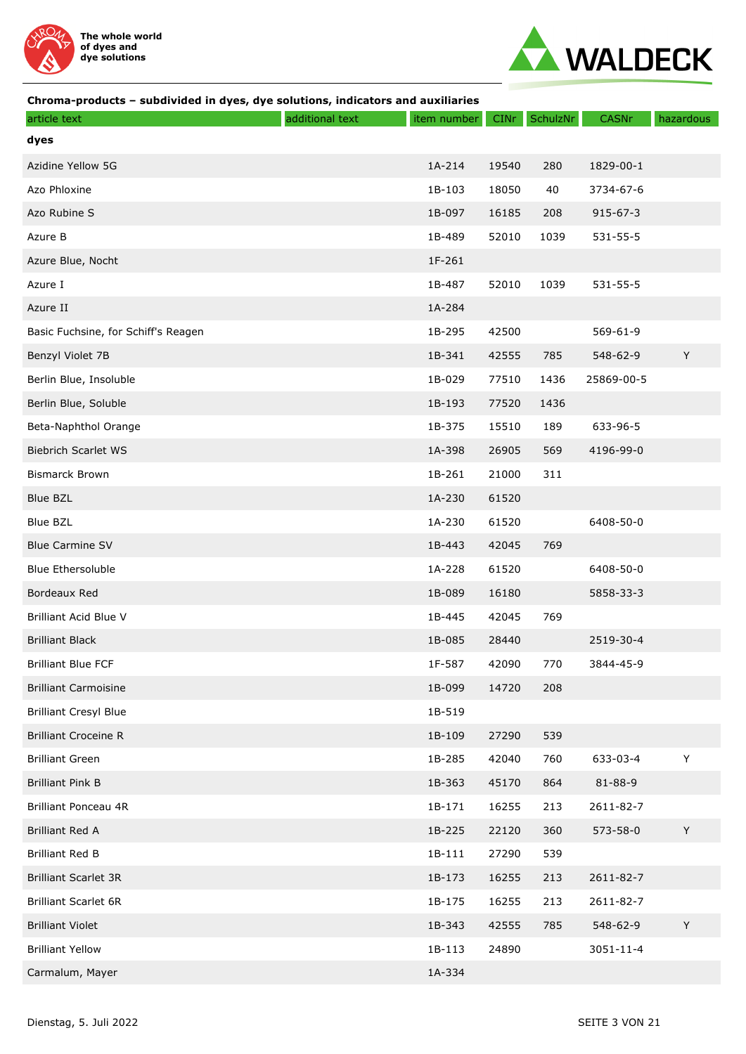**Chroma-products – subdivided in dyes, dye solutions, indicators and auxiliaries**

| article text | additional text | item number | CINr | SchulzNr | CASNr | hazardous |
|---|---|---|---|---|---|---|
| **dyes** | | | | | | |
| Azidine Yellow 5G | | 1A-214 | 19540 | 280 | 1829-00-1 | |
| Azo Phloxine | | 1B-103 | 18050 | 40 | 3734-67-6 | |
| Azo Rubine S | | 1B-097 | 16185 | 208 | 915-67-3 | |
| Azure B | | 1B-489 | 52010 | 1039 | 531-55-5 | |
| Azure Blue, Nocht | | 1F-261 | | | | |
| Azure I | | 1B-487 | 52010 | 1039 | 531-55-5 | |
| Azure II | | 1A-284 | | | | |
| Basic Fuchsine, for Schiff's Reagen | | 1B-295 | 42500 | | 569-61-9 | |
| Benzyl Violet 7B | | 1B-341 | 42555 | 785 | 548-62-9 | Y |
| Berlin Blue, Insoluble | | 1B-029 | 77510 | 1436 | 25869-00-5 | |
| Berlin Blue, Soluble | | 1B-193 | 77520 | 1436 | | |
| Beta-Naphthol Orange | | 1B-375 | 15510 | 189 | 633-96-5 | |
| Biebrich Scarlet WS | | 1A-398 | 26905 | 569 | 4196-99-0 | |
| Bismarck Brown | | 1B-261 | 21000 | 311 | | |
| Blue BZL | | 1A-230 | 61520 | | | |
| Blue BZL | | 1A-230 | 61520 | | 6408-50-0 | |
| Blue Carmine SV | | 1B-443 | 42045 | 769 | | |
| Blue Ethersoluble | | 1A-228 | 61520 | | 6408-50-0 | |
| Bordeaux Red | | 1B-089 | 16180 | | 5858-33-3 | |
| Brilliant Acid Blue V | | 1B-445 | 42045 | 769 | | |
| Brilliant Black | | 1B-085 | 28440 | | 2519-30-4 | |
| Brilliant Blue FCF | | 1F-587 | 42090 | 770 | 3844-45-9 | |
| Brilliant Carmoisine | | 1B-099 | 14720 | 208 | | |
| Brilliant Cresyl Blue | | 1B-519 | | | | |
| Brilliant Croceine R | | 1B-109 | 27290 | 539 | | |
| Brilliant Green | | 1B-285 | 42040 | 760 | 633-03-4 | Y |
| Brilliant Pink B | | 1B-363 | 45170 | 864 | 81-88-9 | |
| Brilliant Ponceau 4R | | 1B-171 | 16255 | 213 | 2611-82-7 | |
| Brilliant Red A | | 1B-225 | 22120 | 360 | 573-58-0 | Y |
| Brilliant Red B | | 1B-111 | 27290 | 539 | | |
| Brilliant Scarlet 3R | | 1B-173 | 16255 | 213 | 2611-82-7 | |
| Brilliant Scarlet 6R | | 1B-175 | 16255 | 213 | 2611-82-7 | |
| Brilliant Violet | | 1B-343 | 42555 | 785 | 548-62-9 | Y |
| Brilliant Yellow | | 1B-113 | 24890 | | 3051-11-4 | |
| Carmalum, Mayer | | 1A-334 | | | | |

Dienstag, 5. Juli 2022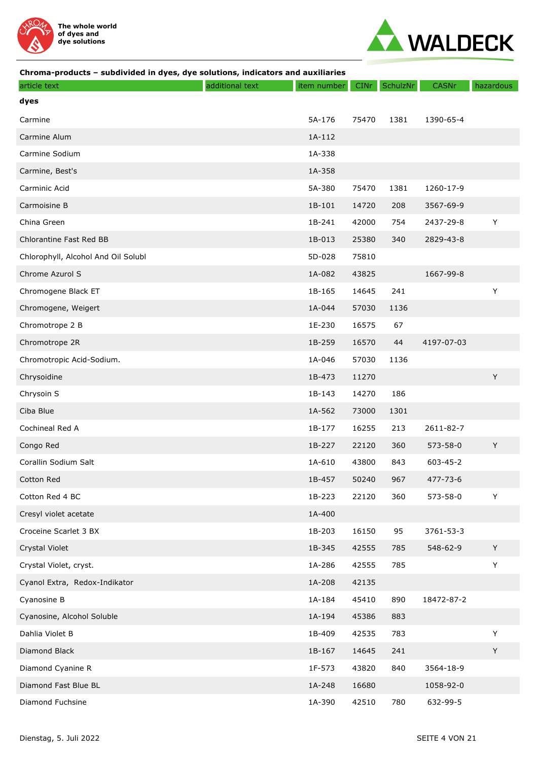**The whole world of dyes and dye solutions**

WALDECK

**Chroma-products – subdivided in dyes, dye solutions, indicators and auxiliaries**

| article text | additional text | item number | CINr | SchulzNr | CASNr | hazardous |
|---|---|---|---|---|---|---|
| **dyes** | | | | | | |
| Carmine | | 5A-176 | 75470 | 1381 | 1390-65-4 | |
| Carmine Alum | | 1A-112 | | | | |
| Carmine Sodium | | 1A-338 | | | | |
| Carmine, Best's | | 1A-358 | | | | |
| Carminic Acid | | 5A-380 | 75470 | 1381 | 1260-17-9 | |
| Carmoisine B | | 1B-101 | 14720 | 208 | 3567-69-9 | |
| China Green | | 1B-241 | 42000 | 754 | 2437-29-8 | Y |
| Chlorantine Fast Red BB | | 1B-013 | 25380 | 340 | 2829-43-8 | |
| Chlorophyll, Alcohol And Oil Solubl | | 5D-028 | 75810 | | | |
| Chrome Azurol S | | 1A-082 | 43825 | | 1667-99-8 | |
| Chromogene Black ET | | 1B-165 | 14645 | 241 | | Y |
| Chromogene, Weigert | | 1A-044 | 57030 | 1136 | | |
| Chromotrope 2 B | | 1E-230 | 16575 | 67 | | |
| Chromotrope 2R | | 1B-259 | 16570 | 44 | 4197-07-03 | |
| Chromotropic Acid-Sodium. | | 1A-046 | 57030 | 1136 | | |
| Chrysoidine | | 1B-473 | 11270 | | | Y |
| Chrysoin S | | 1B-143 | 14270 | 186 | | |
| Ciba Blue | | 1A-562 | 73000 | 1301 | | |
| Cochineal Red A | | 1B-177 | 16255 | 213 | 2611-82-7 | |
| Congo Red | | 1B-227 | 22120 | 360 | 573-58-0 | Y |
| Corallin Sodium Salt | | 1A-610 | 43800 | 843 | 603-45-2 | |
| Cotton Red | | 1B-457 | 50240 | 967 | 477-73-6 | |
| Cotton Red 4 BC | | 1B-223 | 22120 | 360 | 573-58-0 | Y |
| Cresyl violet acetate | | 1A-400 | | | | |
| Croceine Scarlet 3 BX | | 1B-203 | 16150 | 95 | 3761-53-3 | |
| Crystal Violet | | 1B-345 | 42555 | 785 | 548-62-9 | Y |
| Crystal Violet, cryst. | | 1A-286 | 42555 | 785 | | Y |
| Cyanol Extra, Redox-Indikator | | 1A-208 | 42135 | | | |
| Cyanosine B | | 1A-184 | 45410 | 890 | 18472-87-2 | |
| Cyanosine, Alcohol Soluble | | 1A-194 | 45386 | 883 | | |
| Dahlia Violet B | | 1B-409 | 42535 | 783 | | Y |
| Diamond Black | | 1B-167 | 14645 | 241 | | Y |
| Diamond Cyanine R | | 1F-573 | 43820 | 840 | 3564-18-9 | |
| Diamond Fast Blue BL | | 1A-248 | 16680 | | 1058-92-0 | |
| Diamond Fuchsine | | 1A-390 | 42510 | 780 | 632-99-5 | |

Dienstag, 5. Juli 2022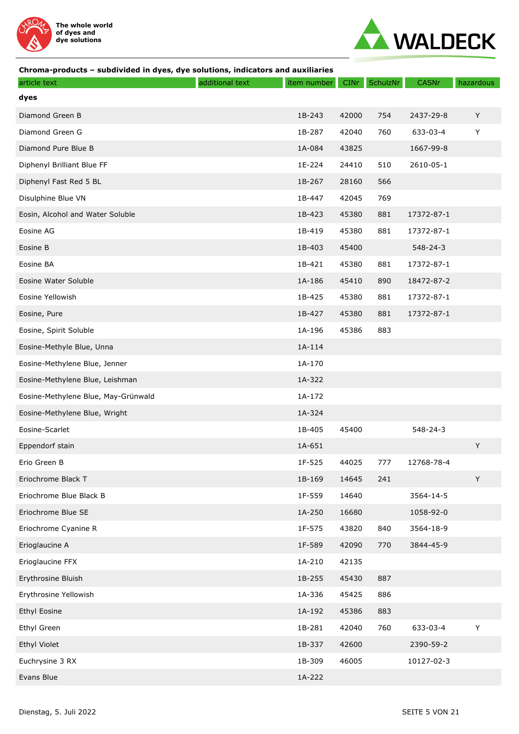**Chroma-products – subdivided in dyes, dye solutions, indicators and auxiliaries**

| article text | additional text | item number | CINr | SchulzNr | CASNr | hazardous |
|---|---|---|---|---|---|---|
| **dyes** | | | | | | |
| Diamond Green B | | 1B-243 | 42000 | 754 | 2437-29-8 | Y |
| Diamond Green G | | 1B-287 | 42040 | 760 | 633-03-4 | Y |
| Diamond Pure Blue B | | 1A-084 | 43825 | | 1667-99-8 | |
| Diphenyl Brilliant Blue FF | | 1E-224 | 24410 | 510 | 2610-05-1 | |
| Diphenyl Fast Red 5 BL | | 1B-267 | 28160 | 566 | | |
| Disulphine Blue VN | | 1B-447 | 42045 | 769 | | |
| Eosin, Alcohol and Water Soluble | | 1B-423 | 45380 | 881 | 17372-87-1 | |
| Eosine AG | | 1B-419 | 45380 | 881 | 17372-87-1 | |
| Eosine B | | 1B-403 | 45400 | | 548-24-3 | |
| Eosine BA | | 1B-421 | 45380 | 881 | 17372-87-1 | |
| Eosine Water Soluble | | 1A-186 | 45410 | 890 | 18472-87-2 | |
| Eosine Yellowish | | 1B-425 | 45380 | 881 | 17372-87-1 | |
| Eosine, Pure | | 1B-427 | 45380 | 881 | 17372-87-1 | |
| Eosine, Spirit Soluble | | 1A-196 | 45386 | 883 | | |
| Eosine-Methyle Blue, Unna | | 1A-114 | | | | |
| Eosine-Methylene Blue, Jenner | | 1A-170 | | | | |
| Eosine-Methylene Blue, Leishman | | 1A-322 | | | | |
| Eosine-Methylene Blue, May-Grünwald | | 1A-172 | | | | |
| Eosine-Methylene Blue, Wright | | 1A-324 | | | | |
| Eosine-Scarlet | | 1B-405 | 45400 | | 548-24-3 | |
| Eppendorf stain | | 1A-651 | | | | Y |
| Erio Green B | | 1F-525 | 44025 | 777 | 12768-78-4 | |
| Eriochrome Black T | | 1B-169 | 14645 | 241 | | Y |
| Eriochrome Blue Black B | | 1F-559 | 14640 | | 3564-14-5 | |
| Eriochrome Blue SE | | 1A-250 | 16680 | | 1058-92-0 | |
| Eriochrome Cyanine R | | 1F-575 | 43820 | 840 | 3564-18-9 | |
| Erioglaucine A | | 1F-589 | 42090 | 770 | 3844-45-9 | |
| Erioglaucine FFX | | 1A-210 | 42135 | | | |
| Erythrosine Bluish | | 1B-255 | 45430 | 887 | | |
| Erythrosine Yellowish | | 1A-336 | 45425 | 886 | | |
| Ethyl Eosine | | 1A-192 | 45386 | 883 | | |
| Ethyl Green | | 1B-281 | 42040 | 760 | 633-03-4 | Y |
| Ethyl Violet | | 1B-337 | 42600 | | 2390-59-2 | |
| Euchrysine 3 RX | | 1B-309 | 46005 | | 10127-02-3 | |
| Evans Blue | | 1A-222 | | | | |

Dienstag, 5. Juli 2022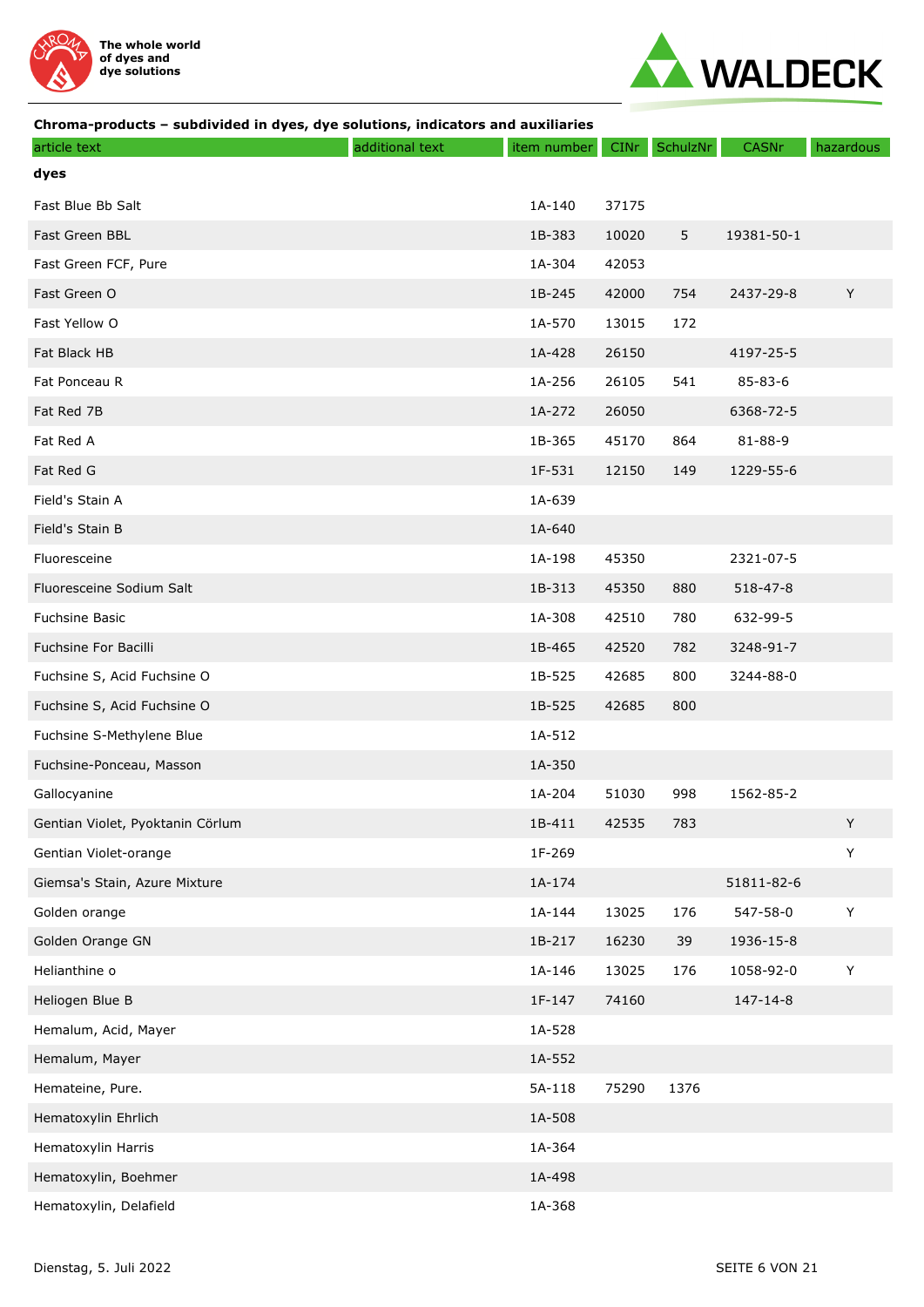**Chroma-products – subdivided in dyes, dye solutions, indicators and auxiliaries**

| article text | additional text | item number | CINr | SchulzNr | CASNr | hazardous |
|---|---|---|---|---|---|---|
| **dyes** | | | | | | |
| Fast Blue Bb Salt | | 1A-140 | 37175 | | | |
| Fast Green BBL | | 1B-383 | 10020 | 5 | 19381-50-1 | |
| Fast Green FCF, Pure | | 1A-304 | 42053 | | | |
| Fast Green O | | 1B-245 | 42000 | 754 | 2437-29-8 | Y |
| Fast Yellow O | | 1A-570 | 13015 | 172 | | |
| Fat Black HB | | 1A-428 | 26150 | | 4197-25-5 | |
| Fat Ponceau R | | 1A-256 | 26105 | 541 | 85-83-6 | |
| Fat Red 7B | | 1A-272 | 26050 | | 6368-72-5 | |
| Fat Red A | | 1B-365 | 45170 | 864 | 81-88-9 | |
| Fat Red G | | 1F-531 | 12150 | 149 | 1229-55-6 | |
| Field's Stain A | | 1A-639 | | | | |
| Field's Stain B | | 1A-640 | | | | |
| Fluoresceine | | 1A-198 | 45350 | | 2321-07-5 | |
| Fluoresceine Sodium Salt | | 1B-313 | 45350 | 880 | 518-47-8 | |
| Fuchsine Basic | | 1A-308 | 42510 | 780 | 632-99-5 | |
| Fuchsine For Bacilli | | 1B-465 | 42520 | 782 | 3248-91-7 | |
| Fuchsine S, Acid Fuchsine O | | 1B-525 | 42685 | 800 | 3244-88-0 | |
| Fuchsine S, Acid Fuchsine O | | 1B-525 | 42685 | 800 | | |
| Fuchsine S-Methylene Blue | | 1A-512 | | | | |
| Fuchsine-Ponceau, Masson | | 1A-350 | | | | |
| Gallocyanine | | 1A-204 | 51030 | 998 | 1562-85-2 | |
| Gentian Violet, Pyoktanin Cörlum | | 1B-411 | 42535 | 783 | | Y |
| Gentian Violet-orange | | 1F-269 | | | | Y |
| Giemsa's Stain, Azure Mixture | | 1A-174 | | | 51811-82-6 | |
| Golden orange | | 1A-144 | 13025 | 176 | 547-58-0 | Y |
| Golden Orange GN | | 1B-217 | 16230 | 39 | 1936-15-8 | |
| Helianthine o | | 1A-146 | 13025 | 176 | 1058-92-0 | Y |
| Heliogen Blue B | | 1F-147 | 74160 | | 147-14-8 | |
| Hemalum, Acid, Mayer | | 1A-528 | | | | |
| Hemalum, Mayer | | 1A-552 | | | | |
| Hemateine, Pure. | | 5A-118 | 75290 | 1376 | | |
| Hematoxylin Ehrlich | | 1A-508 | | | | |
| Hematoxylin Harris | | 1A-364 | | | | |
| Hematoxylin, Boehmer | | 1A-498 | | | | |
| Hematoxylin, Delafield | | 1A-368 | | | | |

Dienstag, 5. Juli 2022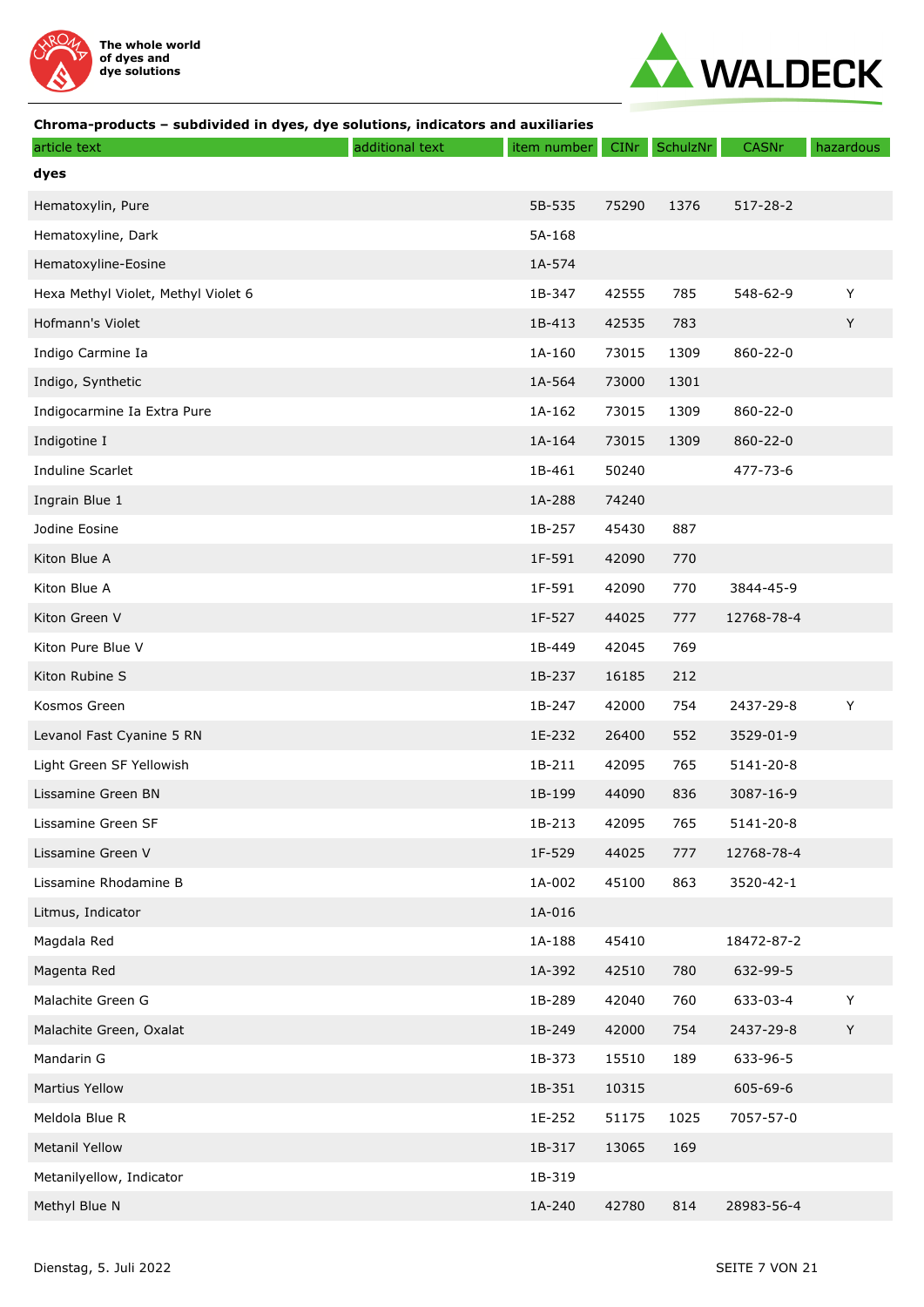The whole world of dyes and dye solutions

## Chroma-products – subdivided in dyes, dye solutions, indicators and auxiliaries

| article text | additional text | item number | CINr | SchulzNr | CASNr | hazardous |
|---|---|---|---|---|---|---|
| **dyes** | | | | | | |
| Hematoxylin, Pure | | 5B-535 | 75290 | 1376 | 517-28-2 | |
| Hematoxyline, Dark | | 5A-168 | | | | |
| Hematoxyline-Eosine | | 1A-574 | | | | |
| Hexa Methyl Violet, Methyl Violet 6 | | 1B-347 | 42555 | 785 | 548-62-9 | Y |
| Hofmann's Violet | | 1B-413 | 42535 | 783 | | Y |
| Indigo Carmine Ia | | 1A-160 | 73015 | 1309 | 860-22-0 | |
| Indigo, Synthetic | | 1A-564 | 73000 | 1301 | | |
| Indigocarmine Ia Extra Pure | | 1A-162 | 73015 | 1309 | 860-22-0 | |
| Indigotine I | | 1A-164 | 73015 | 1309 | 860-22-0 | |
| Induline Scarlet | | 1B-461 | 50240 | | 477-73-6 | |
| Ingrain Blue 1 | | 1A-288 | 74240 | | | |
| Jodine Eosine | | 1B-257 | 45430 | 887 | | |
| Kiton Blue A | | 1F-591 | 42090 | 770 | | |
| Kiton Blue A | | 1F-591 | 42090 | 770 | 3844-45-9 | |
| Kiton Green V | | 1F-527 | 44025 | 777 | 12768-78-4 | |
| Kiton Pure Blue V | | 1B-449 | 42045 | 769 | | |
| Kiton Rubine S | | 1B-237 | 16185 | 212 | | |
| Kosmos Green | | 1B-247 | 42000 | 754 | 2437-29-8 | Y |
| Levanol Fast Cyanine 5 RN | | 1E-232 | 26400 | 552 | 3529-01-9 | |
| Light Green SF Yellowish | | 1B-211 | 42095 | 765 | 5141-20-8 | |
| Lissamine Green BN | | 1B-199 | 44090 | 836 | 3087-16-9 | |
| Lissamine Green SF | | 1B-213 | 42095 | 765 | 5141-20-8 | |
| Lissamine Green V | | 1F-529 | 44025 | 777 | 12768-78-4 | |
| Lissamine Rhodamine B | | 1A-002 | 45100 | 863 | 3520-42-1 | |
| Litmus, Indicator | | 1A-016 | | | | |
| Magdala Red | | 1A-188 | 45410 | | 18472-87-2 | |
| Magenta Red | | 1A-392 | 42510 | 780 | 632-99-5 | |
| Malachite Green G | | 1B-289 | 42040 | 760 | 633-03-4 | Y |
| Malachite Green, Oxalat | | 1B-249 | 42000 | 754 | 2437-29-8 | Y |
| Mandarin G | | 1B-373 | 15510 | 189 | 633-96-5 | |
| Martius Yellow | | 1B-351 | 10315 | | 605-69-6 | |
| Meldola Blue R | | 1E-252 | 51175 | 1025 | 7057-57-0 | |
| Metanil Yellow | | 1B-317 | 13065 | 169 | | |
| Metanilyellow, Indicator | | 1B-319 | | | | |
| Methyl Blue N | | 1A-240 | 42780 | 814 | 28983-56-4 | |

Dienstag, 5. Juli 2022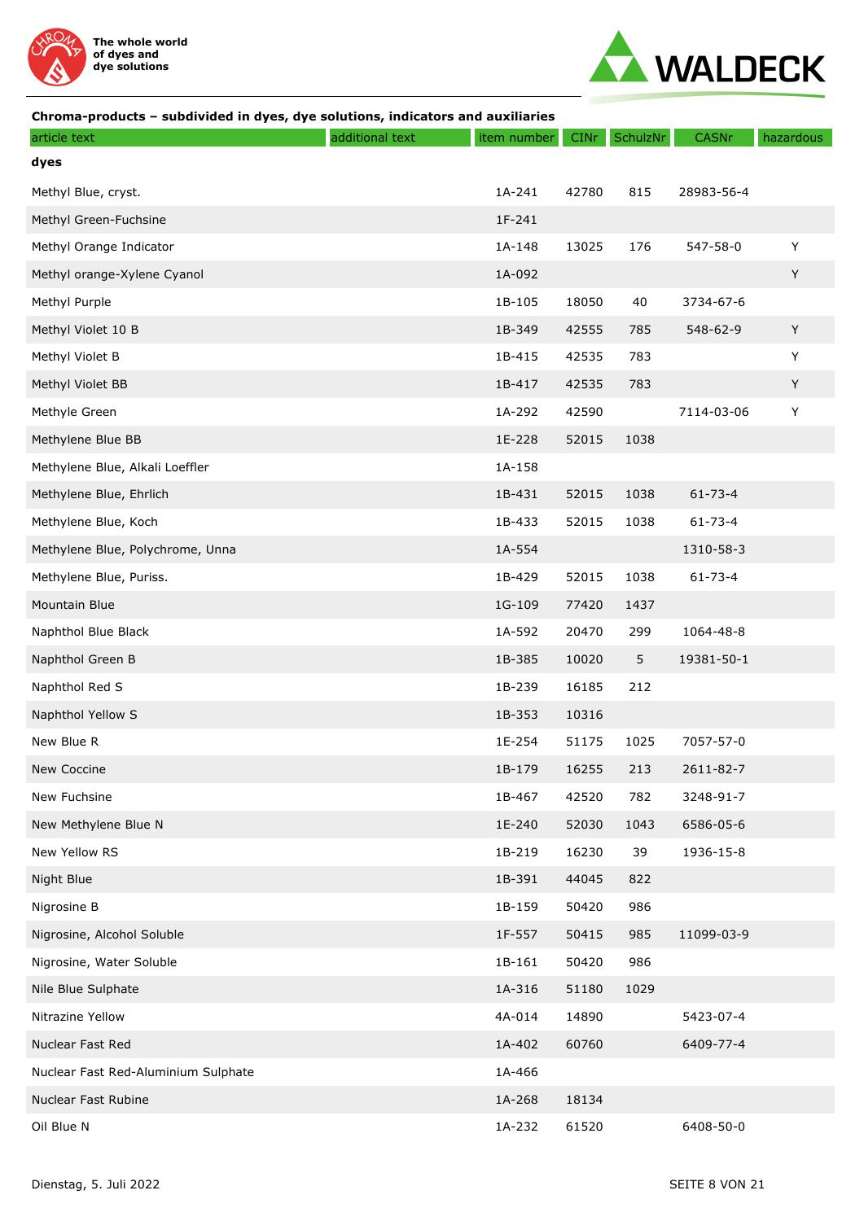## Chroma-products – subdivided in dyes, dye solutions, indicators and auxiliaries

| article text | additional text | item number | CINr | SchulzNr | CASNr | hazardous |
|---|---|---|---|---|---|---|
| **dyes** | | | | | | |
| Methyl Blue, cryst. | | 1A-241 | 42780 | 815 | 28983-56-4 | |
| Methyl Green-Fuchsine | | 1F-241 | | | | |
| Methyl Orange Indicator | | 1A-148 | 13025 | 176 | 547-58-0 | Y |
| Methyl orange-Xylene Cyanol | | 1A-092 | | | | Y |
| Methyl Purple | | 1B-105 | 18050 | 40 | 3734-67-6 | |
| Methyl Violet 10 B | | 1B-349 | 42555 | 785 | 548-62-9 | Y |
| Methyl Violet B | | 1B-415 | 42535 | 783 | | Y |
| Methyl Violet BB | | 1B-417 | 42535 | 783 | | Y |
| Methyle Green | | 1A-292 | 42590 | | 7114-03-06 | Y |
| Methylene Blue BB | | 1E-228 | 52015 | 1038 | | |
| Methylene Blue, Alkali Loeffler | | 1A-158 | | | | |
| Methylene Blue, Ehrlich | | 1B-431 | 52015 | 1038 | 61-73-4 | |
| Methylene Blue, Koch | | 1B-433 | 52015 | 1038 | 61-73-4 | |
| Methylene Blue, Polychrome, Unna | | 1A-554 | | | 1310-58-3 | |
| Methylene Blue, Puriss. | | 1B-429 | 52015 | 1038 | 61-73-4 | |
| Mountain Blue | | 1G-109 | 77420 | 1437 | | |
| Naphthol Blue Black | | 1A-592 | 20470 | 299 | 1064-48-8 | |
| Naphthol Green B | | 1B-385 | 10020 | 5 | 19381-50-1 | |
| Naphthol Red S | | 1B-239 | 16185 | 212 | | |
| Naphthol Yellow S | | 1B-353 | 10316 | | | |
| New Blue R | | 1E-254 | 51175 | 1025 | 7057-57-0 | |
| New Coccine | | 1B-179 | 16255 | 213 | 2611-82-7 | |
| New Fuchsine | | 1B-467 | 42520 | 782 | 3248-91-7 | |
| New Methylene Blue N | | 1E-240 | 52030 | 1043 | 6586-05-6 | |
| New Yellow RS | | 1B-219 | 16230 | 39 | 1936-15-8 | |
| Night Blue | | 1B-391 | 44045 | 822 | | |
| Nigrosine B | | 1B-159 | 50420 | 986 | | |
| Nigrosine, Alcohol Soluble | | 1F-557 | 50415 | 985 | 11099-03-9 | |
| Nigrosine, Water Soluble | | 1B-161 | 50420 | 986 | | |
| Nile Blue Sulphate | | 1A-316 | 51180 | 1029 | | |
| Nitrazine Yellow | | 4A-014 | 14890 | | 5423-07-4 | |
| Nuclear Fast Red | | 1A-402 | 60760 | | 6409-77-4 | |
| Nuclear Fast Red-Aluminium Sulphate | | 1A-466 | | | | |
| Nuclear Fast Rubine | | 1A-268 | 18134 | | | |
| Oil Blue N | | 1A-232 | 61520 | | 6408-50-0 | |

Dienstag, 5. Juli 2022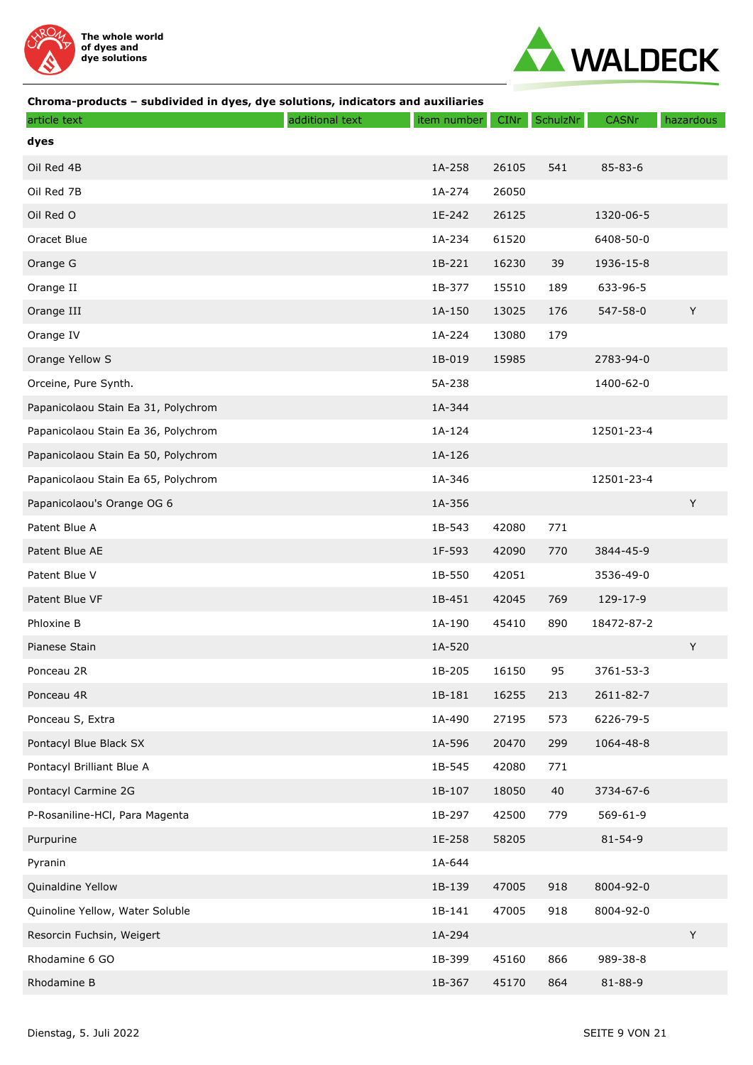**Chroma-products – subdivided in dyes, dye solutions, indicators and auxiliaries**

| article text | additional text | item number | CINr | SchulzNr | CASNr | hazardous |
|---|---|---|---|---|---|---|
| **dyes** | | | | | | |
| Oil Red 4B | | 1A-258 | 26105 | 541 | 85-83-6 | |
| Oil Red 7B | | 1A-274 | 26050 | | | |
| Oil Red O | | 1E-242 | 26125 | | 1320-06-5 | |
| Oracet Blue | | 1A-234 | 61520 | | 6408-50-0 | |
| Orange G | | 1B-221 | 16230 | 39 | 1936-15-8 | |
| Orange II | | 1B-377 | 15510 | 189 | 633-96-5 | |
| Orange III | | 1A-150 | 13025 | 176 | 547-58-0 | Y |
| Orange IV | | 1A-224 | 13080 | 179 | | |
| Orange Yellow S | | 1B-019 | 15985 | | 2783-94-0 | |
| Orceine, Pure Synth. | | 5A-238 | | | 1400-62-0 | |
| Papanicolaou Stain Ea 31, Polychrom | | 1A-344 | | | | |
| Papanicolaou Stain Ea 36, Polychrom | | 1A-124 | | | 12501-23-4 | |
| Papanicolaou Stain Ea 50, Polychrom | | 1A-126 | | | | |
| Papanicolaou Stain Ea 65, Polychrom | | 1A-346 | | | 12501-23-4 | |
| Papanicolaou's Orange OG 6 | | 1A-356 | | | | Y |
| Patent Blue A | | 1B-543 | 42080 | 771 | | |
| Patent Blue AE | | 1F-593 | 42090 | 770 | 3844-45-9 | |
| Patent Blue V | | 1B-550 | 42051 | | 3536-49-0 | |
| Patent Blue VF | | 1B-451 | 42045 | 769 | 129-17-9 | |
| Phloxine B | | 1A-190 | 45410 | 890 | 18472-87-2 | |
| Pianese Stain | | 1A-520 | | | | Y |
| Ponceau 2R | | 1B-205 | 16150 | 95 | 3761-53-3 | |
| Ponceau 4R | | 1B-181 | 16255 | 213 | 2611-82-7 | |
| Ponceau S, Extra | | 1A-490 | 27195 | 573 | 6226-79-5 | |
| Pontacyl Blue Black SX | | 1A-596 | 20470 | 299 | 1064-48-8 | |
| Pontacyl Brilliant Blue A | | 1B-545 | 42080 | 771 | | |
| Pontacyl Carmine 2G | | 1B-107 | 18050 | 40 | 3734-67-6 | |
| P-Rosaniline-HCl, Para Magenta | | 1B-297 | 42500 | 779 | 569-61-9 | |
| Purpurine | | 1E-258 | 58205 | | 81-54-9 | |
| Pyranin | | 1A-644 | | | | |
| Quinaldine Yellow | | 1B-139 | 47005 | 918 | 8004-92-0 | |
| Quinoline Yellow, Water Soluble | | 1B-141 | 47005 | 918 | 8004-92-0 | |
| Resorcin Fuchsin, Weigert | | 1A-294 | | | | Y |
| Rhodamine 6 GO | | 1B-399 | 45160 | 866 | 989-38-8 | |
| Rhodamine B | | 1B-367 | 45170 | 864 | 81-88-9 | |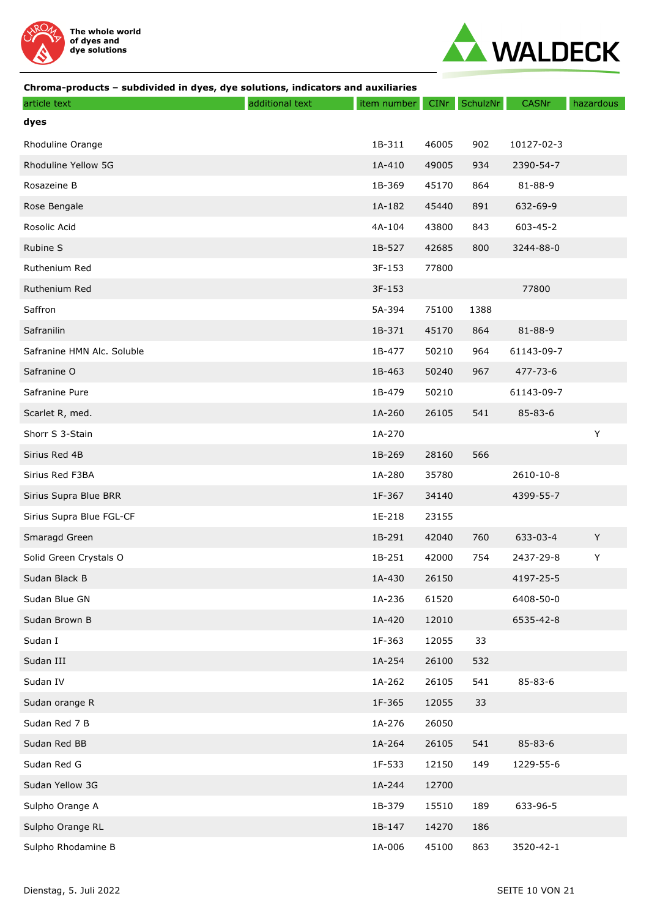**Chroma-products – subdivided in dyes, dye solutions, indicators and auxiliaries**

| article text | additional text | item number | CINr | SchulzNr | CASNr | hazardous |
|---|---|---|---|---|---|---|
| **dyes** | | | | | | |
| Rhoduline Orange | | 1B-311 | 46005 | 902 | 10127-02-3 | |
| Rhoduline Yellow 5G | | 1A-410 | 49005 | 934 | 2390-54-7 | |
| Rosazeine B | | 1B-369 | 45170 | 864 | 81-88-9 | |
| Rose Bengale | | 1A-182 | 45440 | 891 | 632-69-9 | |
| Rosolic Acid | | 4A-104 | 43800 | 843 | 603-45-2 | |
| Rubine S | | 1B-527 | 42685 | 800 | 3244-88-0 | |
| Ruthenium Red | | 3F-153 | 77800 | | | |
| Ruthenium Red | | 3F-153 | | | 77800 | |
| Saffron | | 5A-394 | 75100 | 1388 | | |
| Safranilin | | 1B-371 | 45170 | 864 | 81-88-9 | |
| Safranine HMN Alc. Soluble | | 1B-477 | 50210 | 964 | 61143-09-7 | |
| Safranine O | | 1B-463 | 50240 | 967 | 477-73-6 | |
| Safranine Pure | | 1B-479 | 50210 | | 61143-09-7 | |
| Scarlet R, med. | | 1A-260 | 26105 | 541 | 85-83-6 | |
| Shorr S 3-Stain | | 1A-270 | | | | Y |
| Sirius Red 4B | | 1B-269 | 28160 | 566 | | |
| Sirius Red F3BA | | 1A-280 | 35780 | | 2610-10-8 | |
| Sirius Supra Blue BRR | | 1F-367 | 34140 | | 4399-55-7 | |
| Sirius Supra Blue FGL-CF | | 1E-218 | 23155 | | | |
| Smaragd Green | | 1B-291 | 42040 | 760 | 633-03-4 | Y |
| Solid Green Crystals O | | 1B-251 | 42000 | 754 | 2437-29-8 | Y |
| Sudan Black B | | 1A-430 | 26150 | | 4197-25-5 | |
| Sudan Blue GN | | 1A-236 | 61520 | | 6408-50-0 | |
| Sudan Brown B | | 1A-420 | 12010 | | 6535-42-8 | |
| Sudan I | | 1F-363 | 12055 | 33 | | |
| Sudan III | | 1A-254 | 26100 | 532 | | |
| Sudan IV | | 1A-262 | 26105 | 541 | 85-83-6 | |
| Sudan orange R | | 1F-365 | 12055 | 33 | | |
| Sudan Red 7 B | | 1A-276 | 26050 | | | |
| Sudan Red BB | | 1A-264 | 26105 | 541 | 85-83-6 | |
| Sudan Red G | | 1F-533 | 12150 | 149 | 1229-55-6 | |
| Sudan Yellow 3G | | 1A-244 | 12700 | | | |
| Sulpho Orange A | | 1B-379 | 15510 | 189 | 633-96-5 | |
| Sulpho Orange RL | | 1B-147 | 14270 | 186 | | |
| Sulpho Rhodamine B | | 1A-006 | 45100 | 863 | 3520-42-1 | |

Dienstag, 5. Juli 2022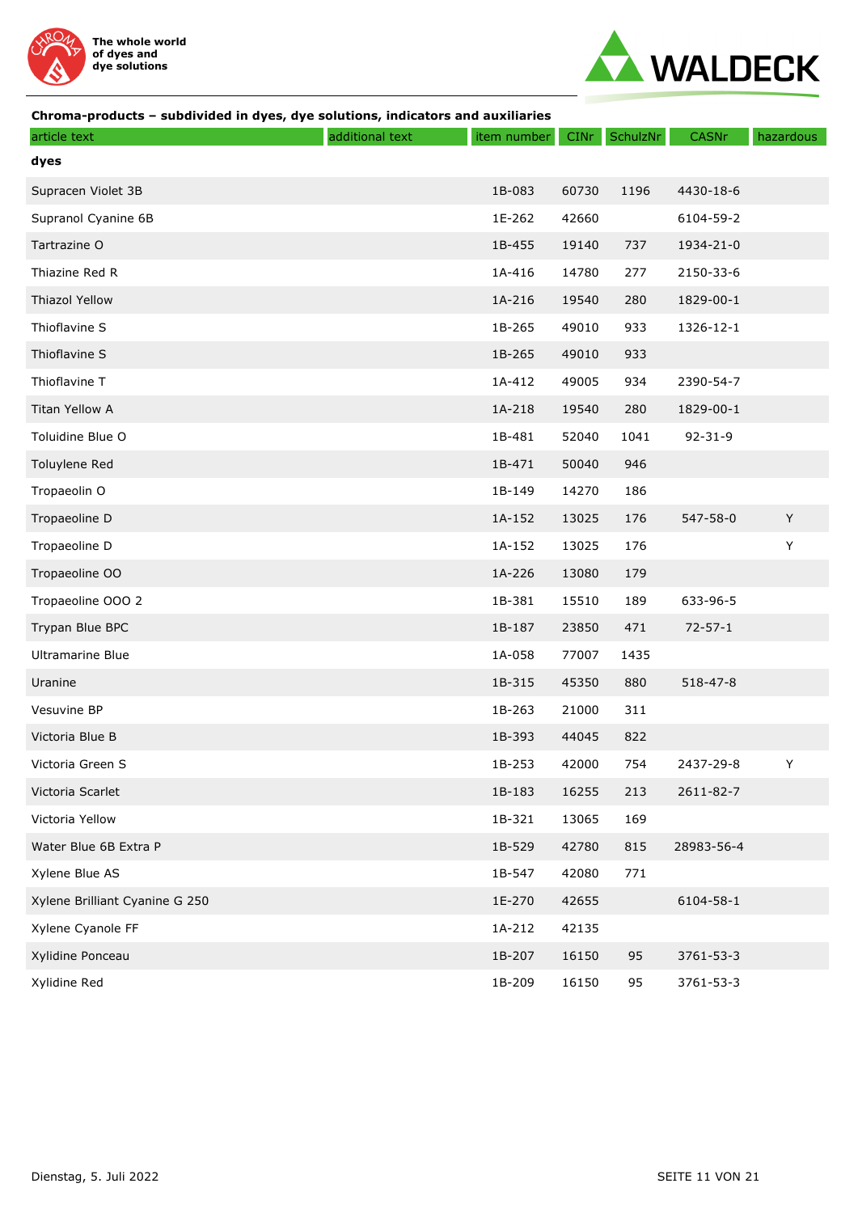**Chroma-products – subdivided in dyes, dye solutions, indicators and auxiliaries**

| article text | additional text | item number | CINr | SchulzNr | CASNr | hazardous |
|---|---|---|---|---|---|---|
| **dyes** | | | | | | |
| Supracen Violet 3B | | 1B-083 | 60730 | 1196 | 4430-18-6 | |
| Supranol Cyanine 6B | | 1E-262 | 42660 | | 6104-59-2 | |
| Tartrazine O | | 1B-455 | 19140 | 737 | 1934-21-0 | |
| Thiazine Red R | | 1A-416 | 14780 | 277 | 2150-33-6 | |
| Thiazol Yellow | | 1A-216 | 19540 | 280 | 1829-00-1 | |
| Thioflavine S | | 1B-265 | 49010 | 933 | 1326-12-1 | |
| Thioflavine S | | 1B-265 | 49010 | 933 | | |
| Thioflavine T | | 1A-412 | 49005 | 934 | 2390-54-7 | |
| Titan Yellow A | | 1A-218 | 19540 | 280 | 1829-00-1 | |
| Toluidine Blue O | | 1B-481 | 52040 | 1041 | 92-31-9 | |
| Toluylene Red | | 1B-471 | 50040 | 946 | | |
| Tropaeolin O | | 1B-149 | 14270 | 186 | | |
| Tropaeoline D | | 1A-152 | 13025 | 176 | 547-58-0 | Y |
| Tropaeoline D | | 1A-152 | 13025 | 176 | | Y |
| Tropaeoline OO | | 1A-226 | 13080 | 179 | | |
| Tropaeoline OOO 2 | | 1B-381 | 15510 | 189 | 633-96-5 | |
| Trypan Blue BPC | | 1B-187 | 23850 | 471 | 72-57-1 | |
| Ultramarine Blue | | 1A-058 | 77007 | 1435 | | |
| Uranine | | 1B-315 | 45350 | 880 | 518-47-8 | |
| Vesuvine BP | | 1B-263 | 21000 | 311 | | |
| Victoria Blue B | | 1B-393 | 44045 | 822 | | |
| Victoria Green S | | 1B-253 | 42000 | 754 | 2437-29-8 | Y |
| Victoria Scarlet | | 1B-183 | 16255 | 213 | 2611-82-7 | |
| Victoria Yellow | | 1B-321 | 13065 | 169 | | |
| Water Blue 6B Extra P | | 1B-529 | 42780 | 815 | 28983-56-4 | |
| Xylene Blue AS | | 1B-547 | 42080 | 771 | | |
| Xylene Brilliant Cyanine G 250 | | 1E-270 | 42655 | | 6104-58-1 | |
| Xylene Cyanole FF | | 1A-212 | 42135 | | | |
| Xylidine Ponceau | | 1B-207 | 16150 | 95 | 3761-53-3 | |
| Xylidine Red | | 1B-209 | 16150 | 95 | 3761-53-3 | |

Dienstag, 5. Juli 2022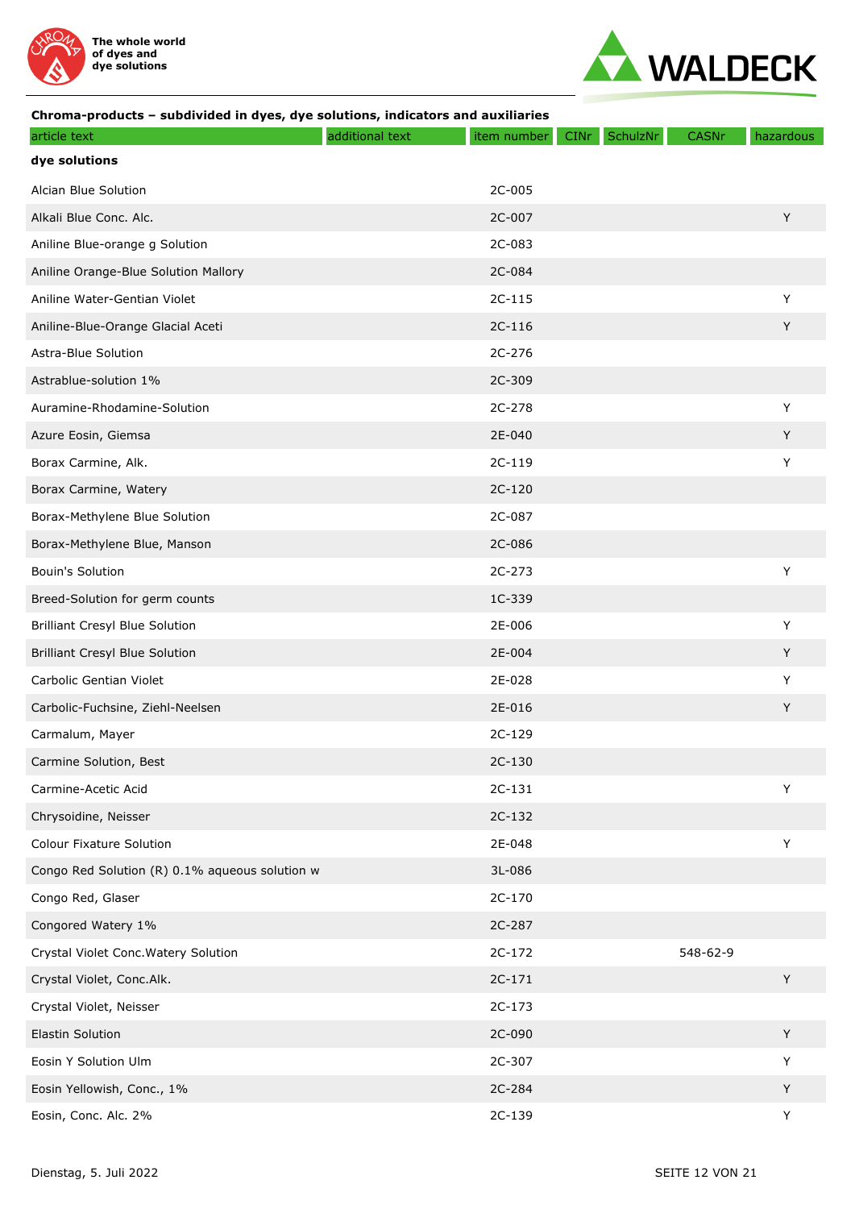The whole world of dyes and dye solutions

WALDECK

**Chroma-products – subdivided in dyes, dye solutions, indicators and auxiliaries**

| article text | additional text | item number | CINr | SchulzNr | CASNr | hazardous |
|---|---|---|---|---|---|---|
| **dye solutions** | | | | | | |
| Alcian Blue Solution | | 2C-005 | | | | |
| Alkali Blue Conc. Alc. | | 2C-007 | | | | Y |
| Aniline Blue-orange g Solution | | 2C-083 | | | | |
| Aniline Orange-Blue Solution Mallory | | 2C-084 | | | | |
| Aniline Water-Gentian Violet | | 2C-115 | | | | Y |
| Aniline-Blue-Orange Glacial Aceti | | 2C-116 | | | | Y |
| Astra-Blue Solution | | 2C-276 | | | | |
| Astrablue-solution 1% | | 2C-309 | | | | |
| Auramine-Rhodamine-Solution | | 2C-278 | | | | Y |
| Azure Eosin, Giemsa | | 2E-040 | | | | Y |
| Borax Carmine, Alk. | | 2C-119 | | | | Y |
| Borax Carmine, Watery | | 2C-120 | | | | |
| Borax-Methylene Blue Solution | | 2C-087 | | | | |
| Borax-Methylene Blue, Manson | | 2C-086 | | | | |
| Bouin's Solution | | 2C-273 | | | | Y |
| Breed-Solution for germ counts | | 1C-339 | | | | |
| Brilliant Cresyl Blue Solution | | 2E-006 | | | | Y |
| Brilliant Cresyl Blue Solution | | 2E-004 | | | | Y |
| Carbolic Gentian Violet | | 2E-028 | | | | Y |
| Carbolic-Fuchsine, Ziehl-Neelsen | | 2E-016 | | | | Y |
| Carmalum, Mayer | | 2C-129 | | | | |
| Carmine Solution, Best | | 2C-130 | | | | |
| Carmine-Acetic Acid | | 2C-131 | | | | Y |
| Chrysoidine, Neisser | | 2C-132 | | | | |
| Colour Fixature Solution | | 2E-048 | | | | Y |
| Congo Red Solution (R) 0.1% aqueous solution w | | 3L-086 | | | | |
| Congo Red, Glaser | | 2C-170 | | | | |
| Congored Watery 1% | | 2C-287 | | | | |
| Crystal Violet Conc.Watery Solution | | 2C-172 | | | 548-62-9 | |
| Crystal Violet, Conc.Alk. | | 2C-171 | | | | Y |
| Crystal Violet, Neisser | | 2C-173 | | | | |
| Elastin Solution | | 2C-090 | | | | Y |
| Eosin Y Solution Ulm | | 2C-307 | | | | Y |
| Eosin Yellowish, Conc., 1% | | 2C-284 | | | | Y |
| Eosin, Conc. Alc. 2% | | 2C-139 | | | | Y |

Dienstag, 5. Juli 2022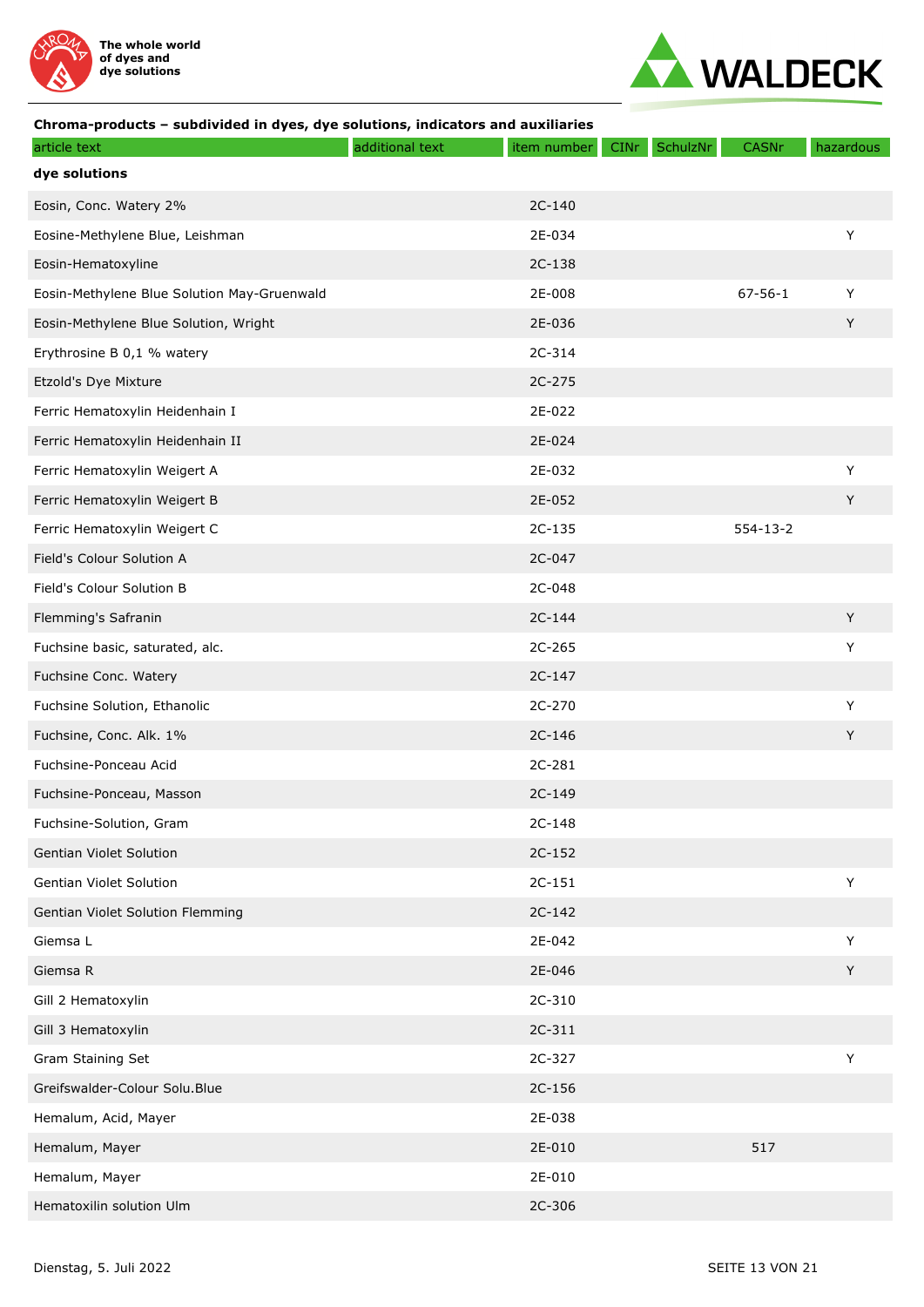**Chroma-products – subdivided in dyes, dye solutions, indicators and auxiliaries**

| article text | additional text | item number | CINr | SchulzNr | CASNr | hazardous |
|---|---|---|---|---|---|---|
| **dye solutions** | | | | | | |
| Eosin, Conc. Watery 2% | | 2C-140 | | | | |
| Eosine-Methylene Blue, Leishman | | 2E-034 | | | | Y |
| Eosin-Hematoxyline | | 2C-138 | | | | |
| Eosin-Methylene Blue Solution May-Gruenwald | | 2E-008 | | | 67-56-1 | Y |
| Eosin-Methylene Blue Solution, Wright | | 2E-036 | | | | Y |
| Erythrosine B 0,1 % watery | | 2C-314 | | | | |
| Etzold's Dye Mixture | | 2C-275 | | | | |
| Ferric Hematoxylin Heidenhain I | | 2E-022 | | | | |
| Ferric Hematoxylin Heidenhain II | | 2E-024 | | | | |
| Ferric Hematoxylin Weigert A | | 2E-032 | | | | Y |
| Ferric Hematoxylin Weigert B | | 2E-052 | | | | Y |
| Ferric Hematoxylin Weigert C | | 2C-135 | | | 554-13-2 | |
| Field's Colour Solution A | | 2C-047 | | | | |
| Field's Colour Solution B | | 2C-048 | | | | |
| Flemming's Safranin | | 2C-144 | | | | Y |
| Fuchsine basic, saturated, alc. | | 2C-265 | | | | Y |
| Fuchsine Conc. Watery | | 2C-147 | | | | |
| Fuchsine Solution, Ethanolic | | 2C-270 | | | | Y |
| Fuchsine, Conc. Alk. 1% | | 2C-146 | | | | Y |
| Fuchsine-Ponceau Acid | | 2C-281 | | | | |
| Fuchsine-Ponceau, Masson | | 2C-149 | | | | |
| Fuchsine-Solution, Gram | | 2C-148 | | | | |
| Gentian Violet Solution | | 2C-152 | | | | |
| Gentian Violet Solution | | 2C-151 | | | | Y |
| Gentian Violet Solution Flemming | | 2C-142 | | | | |
| Giemsa L | | 2E-042 | | | | Y |
| Giemsa R | | 2E-046 | | | | Y |
| Gill 2 Hematoxylin | | 2C-310 | | | | |
| Gill 3 Hematoxylin | | 2C-311 | | | | |
| Gram Staining Set | | 2C-327 | | | | Y |
| Greifswalder-Colour Solu.Blue | | 2C-156 | | | | |
| Hemalum, Acid, Mayer | | 2E-038 | | | | |
| Hemalum, Mayer | | 2E-010 | | | 517 | |
| Hemalum, Mayer | | 2E-010 | | | | |
| Hematoxilin solution Ulm | | 2C-306 | | | | |

Dienstag, 5. Juli 2022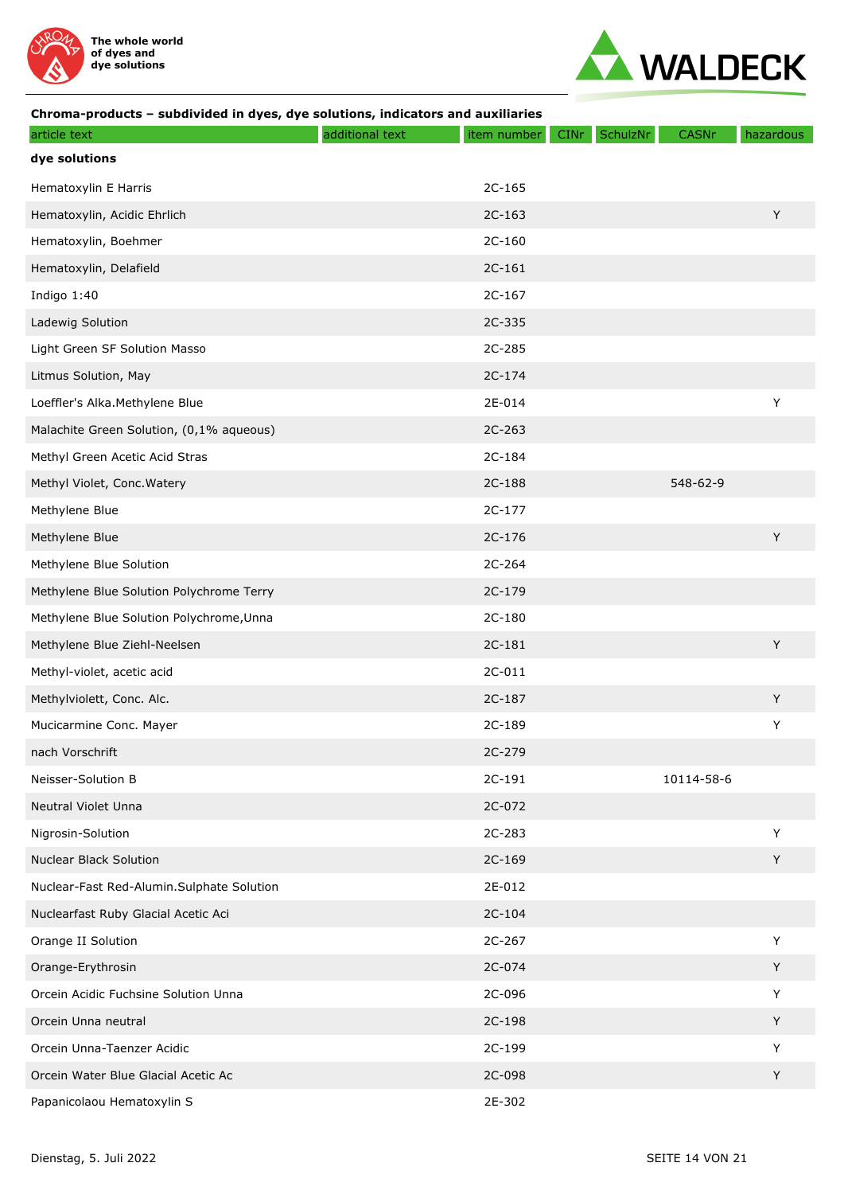The whole world of dyes and dye solutions

**Chroma-products – subdivided in dyes, dye solutions, indicators and auxiliaries**

| article text | additional text | item number | CINr | SchulzNr | CASNr | hazardous |
|---|---|---|---|---|---|---|
| **dye solutions** | | | | | | |
| Hematoxylin E Harris | | 2C-165 | | | | |
| Hematoxylin, Acidic Ehrlich | | 2C-163 | | | | Y |
| Hematoxylin, Boehmer | | 2C-160 | | | | |
| Hematoxylin, Delafield | | 2C-161 | | | | |
| Indigo 1:40 | | 2C-167 | | | | |
| Ladewig Solution | | 2C-335 | | | | |
| Light Green SF Solution Masso | | 2C-285 | | | | |
| Litmus Solution, May | | 2C-174 | | | | |
| Loeffler's Alka.Methylene Blue | | 2E-014 | | | | Y |
| Malachite Green Solution, (0,1% aqueous) | | 2C-263 | | | | |
| Methyl Green Acetic Acid Stras | | 2C-184 | | | | |
| Methyl Violet, Conc.Watery | | 2C-188 | | | 548-62-9 | |
| Methylene Blue | | 2C-177 | | | | |
| Methylene Blue | | 2C-176 | | | | Y |
| Methylene Blue Solution | | 2C-264 | | | | |
| Methylene Blue Solution Polychrome Terry | | 2C-179 | | | | |
| Methylene Blue Solution Polychrome,Unna | | 2C-180 | | | | |
| Methylene Blue Ziehl-Neelsen | | 2C-181 | | | | Y |
| Methyl-violet, acetic acid | | 2C-011 | | | | |
| Methylviolett, Conc. Alc. | | 2C-187 | | | | Y |
| Mucicarmine Conc. Mayer | | 2C-189 | | | | Y |
| nach Vorschrift | | 2C-279 | | | | |
| Neisser-Solution B | | 2C-191 | | | 10114-58-6 | |
| Neutral Violet Unna | | 2C-072 | | | | |
| Nigrosin-Solution | | 2C-283 | | | | Y |
| Nuclear Black Solution | | 2C-169 | | | | Y |
| Nuclear-Fast Red-Alumin.Sulphate Solution | | 2E-012 | | | | |
| Nuclearfast Ruby Glacial Acetic Aci | | 2C-104 | | | | |
| Orange II Solution | | 2C-267 | | | | Y |
| Orange-Erythrosin | | 2C-074 | | | | Y |
| Orcein Acidic Fuchsine Solution Unna | | 2C-096 | | | | Y |
| Orcein Unna neutral | | 2C-198 | | | | Y |
| Orcein Unna-Taenzer Acidic | | 2C-199 | | | | Y |
| Orcein Water Blue Glacial Acetic Ac | | 2C-098 | | | | Y |
| Papanicolaou Hematoxylin S | | 2E-302 | | | | |

Dienstag, 5. Juli 2022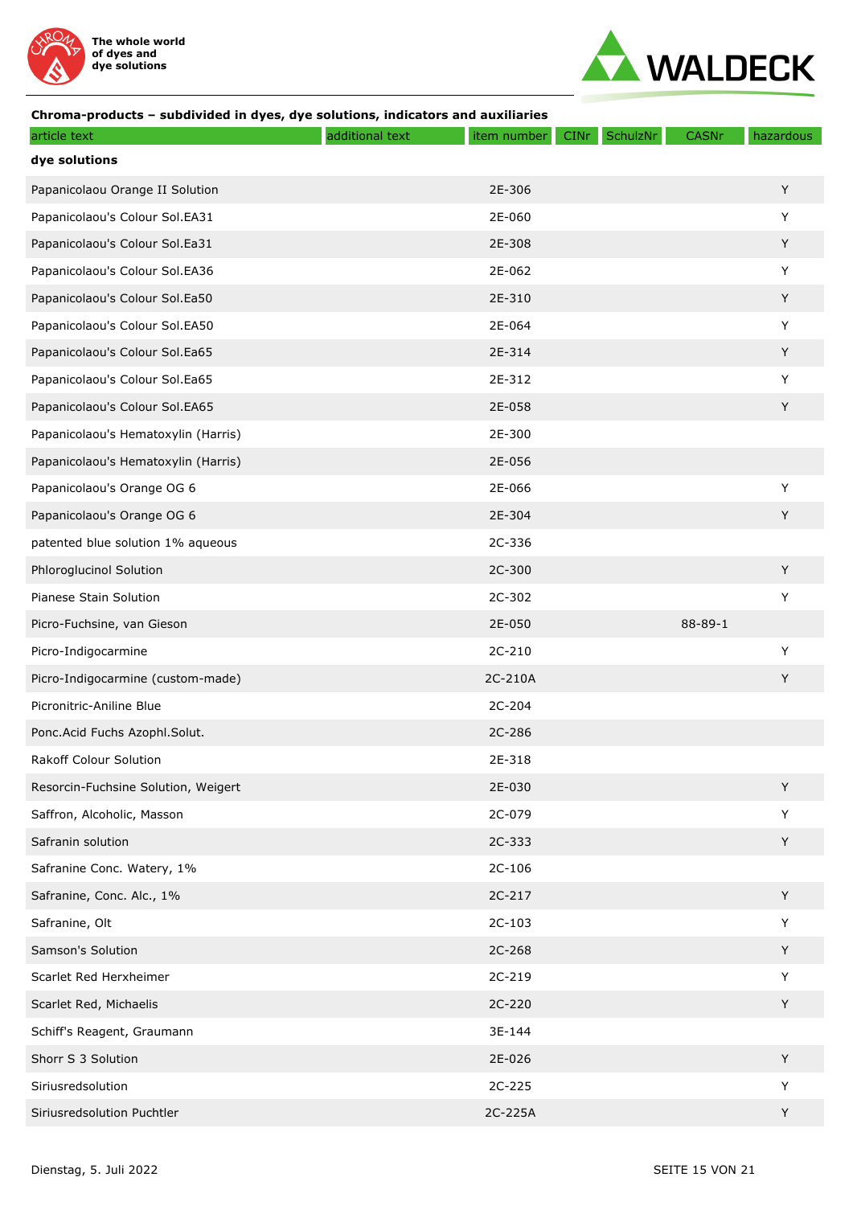The whole world of dyes and dye solutions

WALDECK

**Chroma-products – subdivided in dyes, dye solutions, indicators and auxiliaries**

| article text | additional text | item number | CINr | SchulzNr | CASNr | hazardous |
|---|---|---|---|---|---|---|
| **dye solutions** | | | | | | |
| Papanicolaou Orange II Solution | | 2E-306 | | | | Y |
| Papanicolaou's Colour Sol.EA31 | | 2E-060 | | | | Y |
| Papanicolaou's Colour Sol.Ea31 | | 2E-308 | | | | Y |
| Papanicolaou's Colour Sol.EA36 | | 2E-062 | | | | Y |
| Papanicolaou's Colour Sol.Ea50 | | 2E-310 | | | | Y |
| Papanicolaou's Colour Sol.EA50 | | 2E-064 | | | | Y |
| Papanicolaou's Colour Sol.Ea65 | | 2E-314 | | | | Y |
| Papanicolaou's Colour Sol.Ea65 | | 2E-312 | | | | Y |
| Papanicolaou's Colour Sol.EA65 | | 2E-058 | | | | Y |
| Papanicolaou's Hematoxylin (Harris) | | 2E-300 | | | | |
| Papanicolaou's Hematoxylin (Harris) | | 2E-056 | | | | |
| Papanicolaou's Orange OG 6 | | 2E-066 | | | | Y |
| Papanicolaou's Orange OG 6 | | 2E-304 | | | | Y |
| patented blue solution 1% aqueous | | 2C-336 | | | | |
| Phloroglucinol Solution | | 2C-300 | | | | Y |
| Pianese Stain Solution | | 2C-302 | | | | Y |
| Picro-Fuchsine, van Gieson | | 2E-050 | | | 88-89-1 | |
| Picro-Indigocarmine | | 2C-210 | | | | Y |
| Picro-Indigocarmine (custom-made) | | 2C-210A | | | | Y |
| Picronitric-Aniline Blue | | 2C-204 | | | | |
| Ponc.Acid Fuchs Azophl.Solut. | | 2C-286 | | | | |
| Rakoff Colour Solution | | 2E-318 | | | | |
| Resorcin-Fuchsine Solution, Weigert | | 2E-030 | | | | Y |
| Saffron, Alcoholic, Masson | | 2C-079 | | | | Y |
| Safranin solution | | 2C-333 | | | | Y |
| Safranine Conc. Watery, 1% | | 2C-106 | | | | |
| Safranine, Conc. Alc., 1% | | 2C-217 | | | | Y |
| Safranine, Olt | | 2C-103 | | | | Y |
| Samson's Solution | | 2C-268 | | | | Y |
| Scarlet Red Herxheimer | | 2C-219 | | | | Y |
| Scarlet Red, Michaelis | | 2C-220 | | | | Y |
| Schiff's Reagent, Graumann | | 3E-144 | | | | |
| Shorr S 3 Solution | | 2E-026 | | | | Y |
| Siriusredsolution | | 2C-225 | | | | Y |
| Siriusredsolution Puchtler | | 2C-225A | | | | Y |

Dienstag, 5. Juli 2022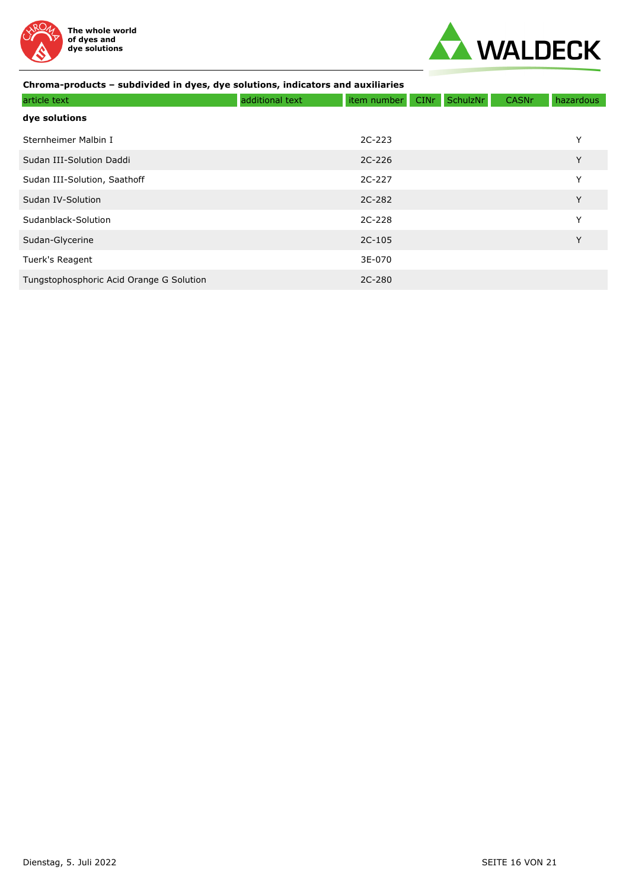**Chroma-products – subdivided in dyes, dye solutions, indicators and auxiliaries**

| article text | additional text | item number | CINr | SchulzNr | CASNr | hazardous |
|---|---|---|---|---|---|---|
| **dye solutions** | | | | | | |
| Sternheimer Malbin I | | 2C-223 | | | | Y |
| Sudan III-Solution Daddi | | 2C-226 | | | | Y |
| Sudan III-Solution, Saathoff | | 2C-227 | | | | Y |
| Sudan IV-Solution | | 2C-282 | | | | Y |
| Sudanblack-Solution | | 2C-228 | | | | Y |
| Sudan-Glycerine | | 2C-105 | | | | Y |
| Tuerk's Reagent | | 3E-070 | | | | |
| Tungstophosphoric Acid Orange G Solution | | 2C-280 | | | | |

Dienstag, 5. Juli 2022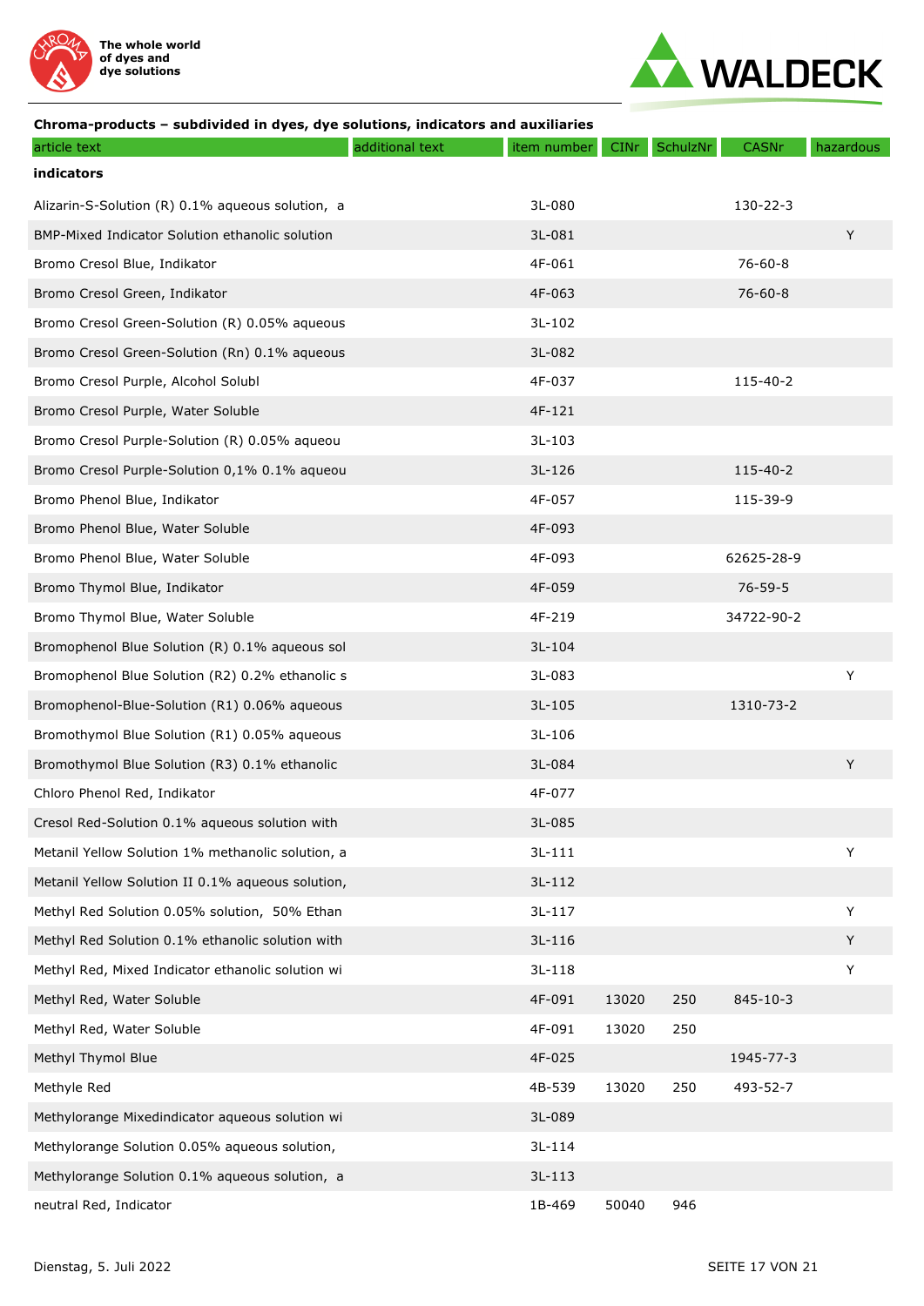The whole world of dyes and dye solutions

WALDECK

**Chroma-products – subdivided in dyes, dye solutions, indicators and auxiliaries**

| article text | additional text | item number | CINr | SchulzNr | CASNr | hazardous |
|---|---|---|---|---|---|---|
| **indicators** | | | | | | |
| Alizarin-S-Solution (R) 0.1% aqueous solution, a | | 3L-080 | | | 130-22-3 | |
| BMP-Mixed Indicator Solution ethanolic solution | | 3L-081 | | | | Y |
| Bromo Cresol Blue, Indikator | | 4F-061 | | | 76-60-8 | |
| Bromo Cresol Green, Indikator | | 4F-063 | | | 76-60-8 | |
| Bromo Cresol Green-Solution (R) 0.05% aqueous | | 3L-102 | | | | |
| Bromo Cresol Green-Solution (Rn) 0.1% aqueous | | 3L-082 | | | | |
| Bromo Cresol Purple, Alcohol Solubl | | 4F-037 | | | 115-40-2 | |
| Bromo Cresol Purple, Water Soluble | | 4F-121 | | | | |
| Bromo Cresol Purple-Solution (R) 0.05% aqueou | | 3L-103 | | | | |
| Bromo Cresol Purple-Solution 0,1% 0.1% aqueou | | 3L-126 | | | 115-40-2 | |
| Bromo Phenol Blue, Indikator | | 4F-057 | | | 115-39-9 | |
| Bromo Phenol Blue, Water Soluble | | 4F-093 | | | | |
| Bromo Phenol Blue, Water Soluble | | 4F-093 | | | 62625-28-9 | |
| Bromo Thymol Blue, Indikator | | 4F-059 | | | 76-59-5 | |
| Bromo Thymol Blue, Water Soluble | | 4F-219 | | | 34722-90-2 | |
| Bromophenol Blue Solution (R) 0.1% aqueous sol | | 3L-104 | | | | |
| Bromophenol Blue Solution (R2) 0.2% ethanolic s | | 3L-083 | | | | Y |
| Bromophenol-Blue-Solution (R1) 0.06% aqueous | | 3L-105 | | | 1310-73-2 | |
| Bromothymol Blue Solution (R1) 0.05% aqueous | | 3L-106 | | | | |
| Bromothymol Blue Solution (R3) 0.1% ethanolic | | 3L-084 | | | | Y |
| Chloro Phenol Red, Indikator | | 4F-077 | | | | |
| Cresol Red-Solution 0.1% aqueous solution with | | 3L-085 | | | | |
| Metanil Yellow Solution 1% methanolic solution, a | | 3L-111 | | | | Y |
| Metanil Yellow Solution II 0.1% aqueous solution, | | 3L-112 | | | | |
| Methyl Red Solution 0.05% solution, 50% Ethan | | 3L-117 | | | | Y |
| Methyl Red Solution 0.1% ethanolic solution with | | 3L-116 | | | | Y |
| Methyl Red, Mixed Indicator ethanolic solution wi | | 3L-118 | | | | Y |
| Methyl Red, Water Soluble | | 4F-091 | 13020 | 250 | 845-10-3 | |
| Methyl Red, Water Soluble | | 4F-091 | 13020 | 250 | | |
| Methyl Thymol Blue | | 4F-025 | | | 1945-77-3 | |
| Methyle Red | | 4B-539 | 13020 | 250 | 493-52-7 | |
| Methylorange Mixedindicator aqueous solution wi | | 3L-089 | | | | |
| Methylorange Solution 0.05% aqueous solution, | | 3L-114 | | | | |
| Methylorange Solution 0.1% aqueous solution, a | | 3L-113 | | | | |
| neutral Red, Indicator | | 1B-469 | 50040 | 946 | | |

Dienstag, 5. Juli 2022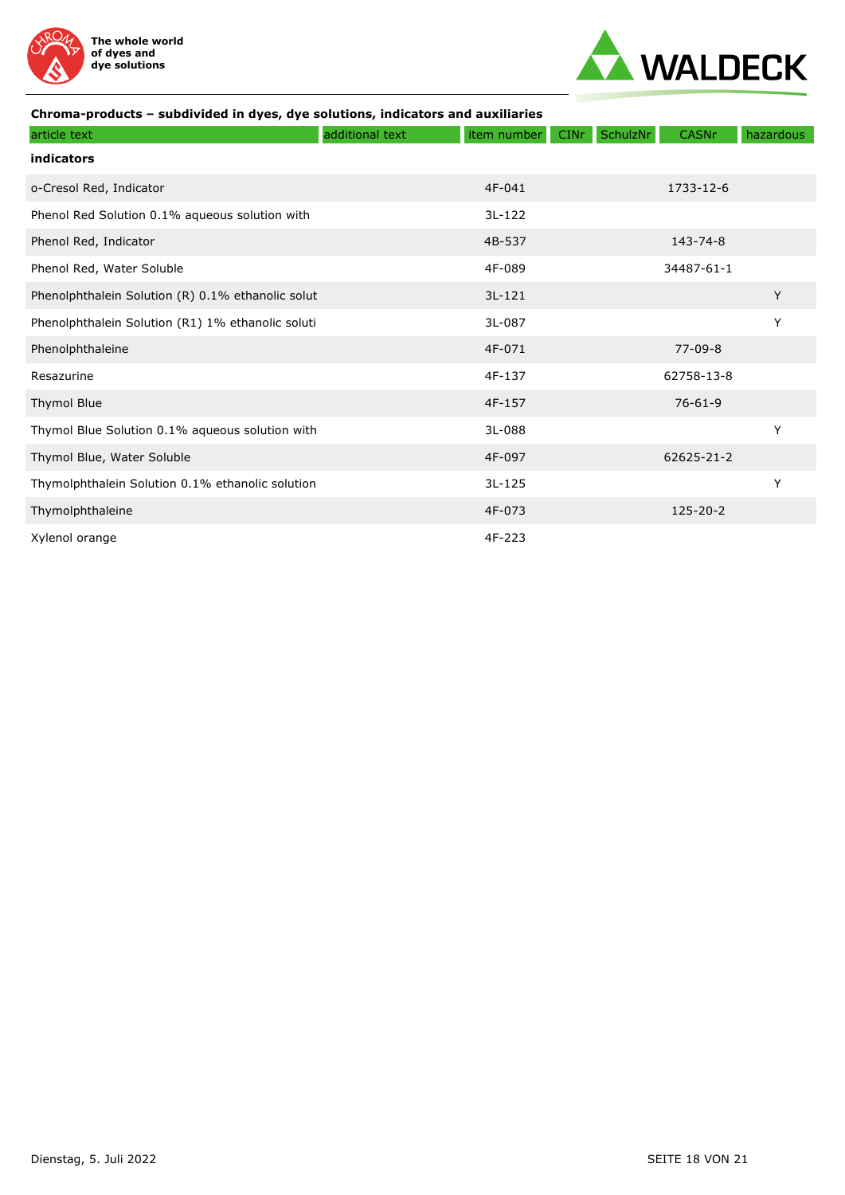**Chroma-products – subdivided in dyes, dye solutions, indicators and auxiliaries**

| article text | additional text | item number | CINr | SchulzNr | CASNr | hazardous |
|---|---|---|---|---|---|---|
| **indicators** | | | | | | |
| o-Cresol Red, Indicator | | 4F-041 | | | 1733-12-6 | |
| Phenol Red Solution 0.1% aqueous solution with | | 3L-122 | | | | |
| Phenol Red, Indicator | | 4B-537 | | | 143-74-8 | |
| Phenol Red, Water Soluble | | 4F-089 | | | 34487-61-1 | |
| Phenolphthalein Solution (R) 0.1% ethanolic solut | | 3L-121 | | | | Y |
| Phenolphthalein Solution (R1) 1% ethanolic soluti | | 3L-087 | | | | Y |
| Phenolphthaleine | | 4F-071 | | | 77-09-8 | |
| Resazurine | | 4F-137 | | | 62758-13-8 | |
| Thymol Blue | | 4F-157 | | | 76-61-9 | |
| Thymol Blue Solution 0.1% aqueous solution with | | 3L-088 | | | | Y |
| Thymol Blue, Water Soluble | | 4F-097 | | | 62625-21-2 | |
| Thymolphthalein Solution 0.1% ethanolic solution | | 3L-125 | | | | Y |
| Thymolphthaleine | | 4F-073 | | | 125-20-2 | |
| Xylenol orange | | 4F-223 | | | | |

Dienstag, 5. Juli 2022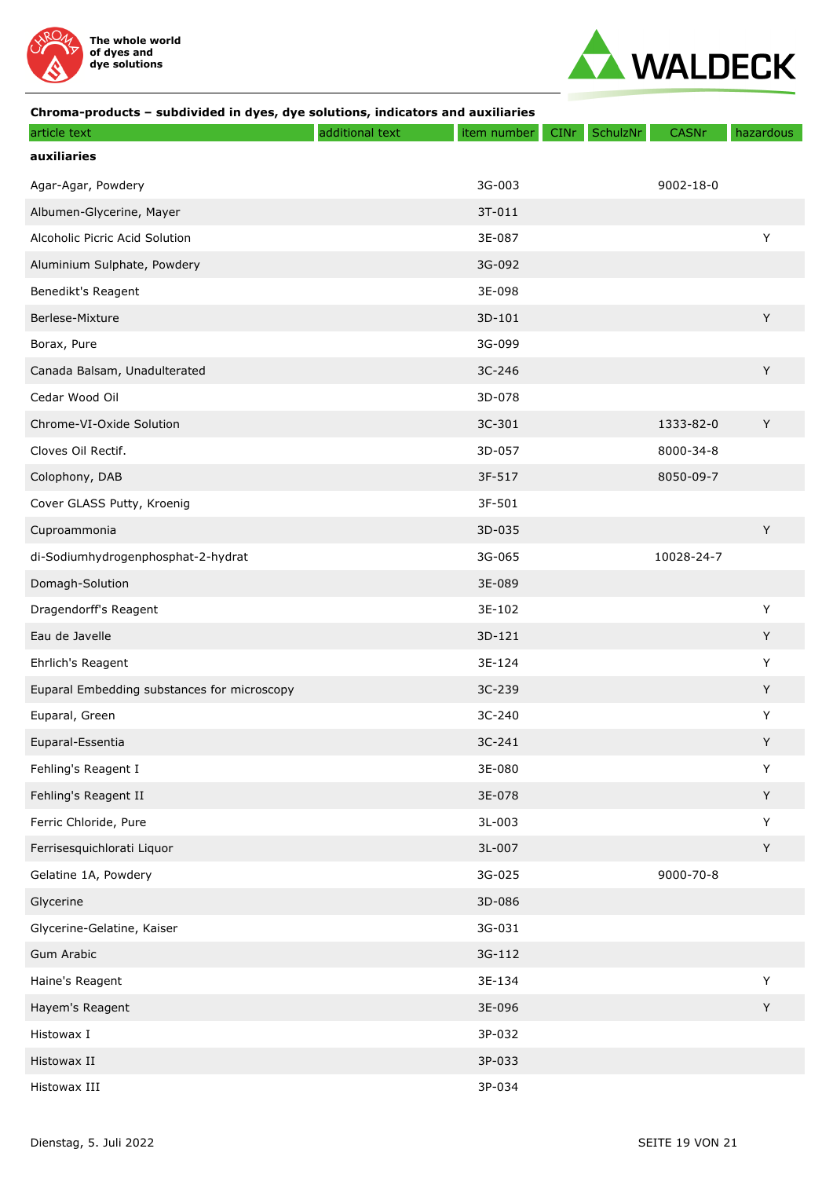**Chroma-products – subdivided in dyes, dye solutions, indicators and auxiliaries**

| article text | additional text | item number | CINr | SchulzNr | CASNr | hazardous |
|---|---|---|---|---|---|---|
| **auxiliaries** | | | | | | |
| Agar-Agar, Powdery | | 3G-003 | | | 9002-18-0 | |
| Albumen-Glycerine, Mayer | | 3T-011 | | | | |
| Alcoholic Picric Acid Solution | | 3E-087 | | | | Y |
| Aluminium Sulphate, Powdery | | 3G-092 | | | | |
| Benedikt's Reagent | | 3E-098 | | | | |
| Berlese-Mixture | | 3D-101 | | | | Y |
| Borax, Pure | | 3G-099 | | | | |
| Canada Balsam, Unadulterated | | 3C-246 | | | | Y |
| Cedar Wood Oil | | 3D-078 | | | | |
| Chrome-VI-Oxide Solution | | 3C-301 | | | 1333-82-0 | Y |
| Cloves Oil Rectif. | | 3D-057 | | | 8000-34-8 | |
| Colophony, DAB | | 3F-517 | | | 8050-09-7 | |
| Cover GLASS Putty, Kroenig | | 3F-501 | | | | |
| Cuproammonia | | 3D-035 | | | | Y |
| di-Sodiumhydrogenphosphat-2-hydrat | | 3G-065 | | | 10028-24-7 | |
| Domagh-Solution | | 3E-089 | | | | |
| Dragendorff's Reagent | | 3E-102 | | | | Y |
| Eau de Javelle | | 3D-121 | | | | Y |
| Ehrlich's Reagent | | 3E-124 | | | | Y |
| Euparal Embedding substances for microscopy | | 3C-239 | | | | Y |
| Euparal, Green | | 3C-240 | | | | Y |
| Euparal-Essentia | | 3C-241 | | | | Y |
| Fehling's Reagent I | | 3E-080 | | | | Y |
| Fehling's Reagent II | | 3E-078 | | | | Y |
| Ferric Chloride, Pure | | 3L-003 | | | | Y |
| Ferrisesquichlorati Liquor | | 3L-007 | | | | Y |
| Gelatine 1A, Powdery | | 3G-025 | | | 9000-70-8 | |
| Glycerine | | 3D-086 | | | | |
| Glycerine-Gelatine, Kaiser | | 3G-031 | | | | |
| Gum Arabic | | 3G-112 | | | | |
| Haine's Reagent | | 3E-134 | | | | Y |
| Hayem's Reagent | | 3E-096 | | | | Y |
| Histowax I | | 3P-032 | | | | |
| Histowax II | | 3P-033 | | | | |
| Histowax III | | 3P-034 | | | | |

Dienstag, 5. Juli 2022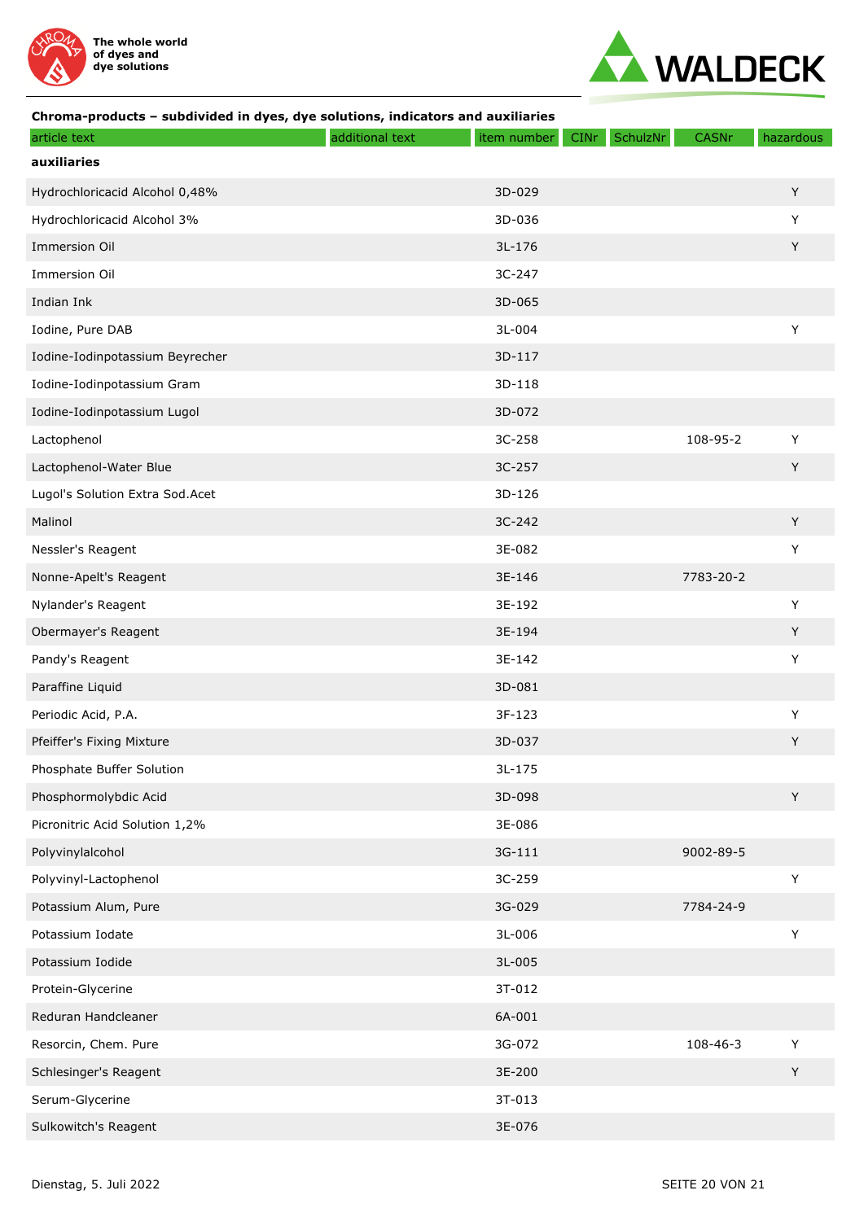**Chroma-products – subdivided in dyes, dye solutions, indicators and auxiliaries**

| article text | additional text | item number | CINr | SchulzNr | CASNr | hazardous |
|---|---|---|---|---|---|---|
| **auxiliaries** | | | | | | |
| Hydrochloricacid Alcohol 0,48% | | 3D-029 | | | | Y |
| Hydrochloricacid Alcohol 3% | | 3D-036 | | | | Y |
| Immersion Oil | | 3L-176 | | | | Y |
| Immersion Oil | | 3C-247 | | | | |
| Indian Ink | | 3D-065 | | | | |
| Iodine, Pure DAB | | 3L-004 | | | | Y |
| Iodine-Iodinpotassium Beyrecher | | 3D-117 | | | | |
| Iodine-Iodinpotassium Gram | | 3D-118 | | | | |
| Iodine-Iodinpotassium Lugol | | 3D-072 | | | | |
| Lactophenol | | 3C-258 | | | 108-95-2 | Y |
| Lactophenol-Water Blue | | 3C-257 | | | | Y |
| Lugol's Solution Extra Sod.Acet | | 3D-126 | | | | |
| Malinol | | 3C-242 | | | | Y |
| Nessler's Reagent | | 3E-082 | | | | Y |
| Nonne-Apelt's Reagent | | 3E-146 | | | 7783-20-2 | |
| Nylander's Reagent | | 3E-192 | | | | Y |
| Obermayer's Reagent | | 3E-194 | | | | Y |
| Pandy's Reagent | | 3E-142 | | | | Y |
| Paraffine Liquid | | 3D-081 | | | | |
| Periodic Acid, P.A. | | 3F-123 | | | | Y |
| Pfeiffer's Fixing Mixture | | 3D-037 | | | | Y |
| Phosphate Buffer Solution | | 3L-175 | | | | |
| Phosphormolybdic Acid | | 3D-098 | | | | Y |
| Picronitric Acid Solution 1,2% | | 3E-086 | | | | |
| Polyvinylalcohol | | 3G-111 | | | 9002-89-5 | |
| Polyvinyl-Lactophenol | | 3C-259 | | | | Y |
| Potassium Alum, Pure | | 3G-029 | | | 7784-24-9 | |
| Potassium Iodate | | 3L-006 | | | | Y |
| Potassium Iodide | | 3L-005 | | | | |
| Protein-Glycerine | | 3T-012 | | | | |
| Reduran Handcleaner | | 6A-001 | | | | |
| Resorcin, Chem. Pure | | 3G-072 | | | 108-46-3 | Y |
| Schlesinger's Reagent | | 3E-200 | | | | Y |
| Serum-Glycerine | | 3T-013 | | | | |
| Sulkowitch's Reagent | | 3E-076 | | | | |

Dienstag, 5. Juli 2022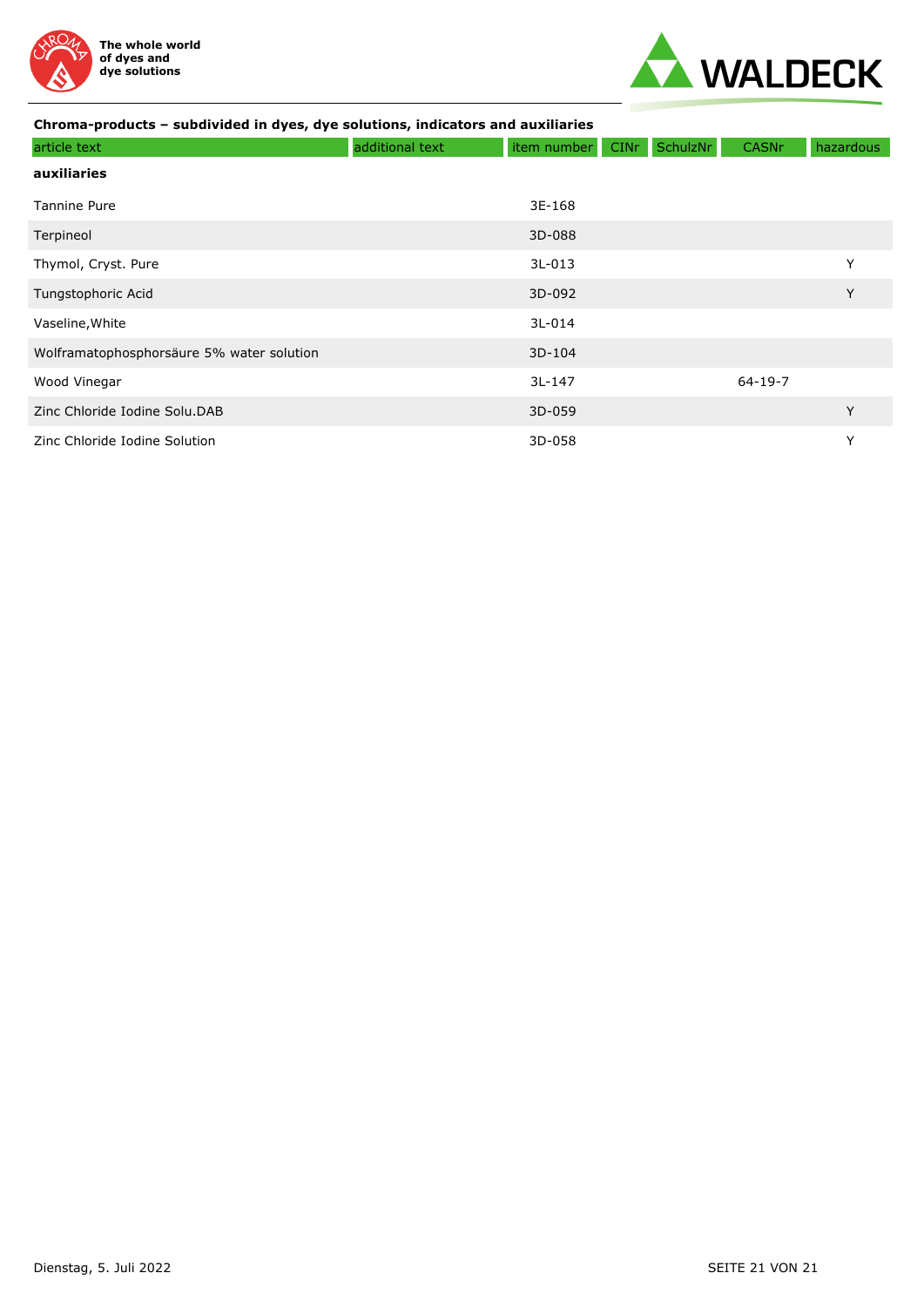The whole world of dyes and dye solutions

WALDECK

**Chroma-products – subdivided in dyes, dye solutions, indicators and auxiliaries**

| article text | additional text | item number | CINr | SchulzNr | CASNr | hazardous |
|---|---|---|---|---|---|---|
| **auxiliaries** | | | | | | |
| Tannine Pure | | 3E-168 | | | | |
| Terpineol | | 3D-088 | | | | |
| Thymol, Cryst. Pure | | 3L-013 | | | | Y |
| Tungstophoric Acid | | 3D-092 | | | | Y |
| Vaseline,White | | 3L-014 | | | | |
| Wolframatophosphorsäure 5% water solution | | 3D-104 | | | | |
| Wood Vinegar | | 3L-147 | | | 64-19-7 | |
| Zinc Chloride Iodine Solu.DAB | | 3D-059 | | | | Y |
| Zinc Chloride Iodine Solution | | 3D-058 | | | | Y |

Dienstag, 5. Juli 2022